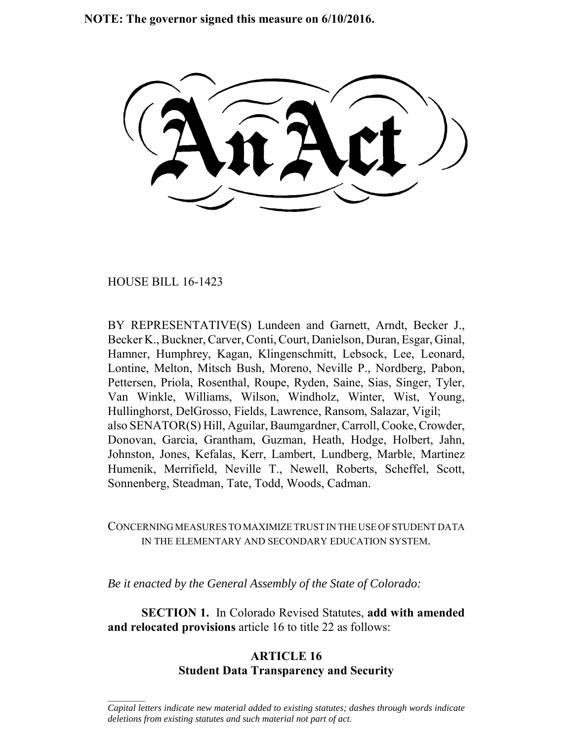**NOTE: The governor signed this measure on 6/10/2016.**

# An Act

HOUSE BILL 16-1423

BY REPRESENTATIVE(S) Lundeen and Garnett, Arndt, Becker J., Becker K., Buckner, Carver, Conti, Court, Danielson, Duran, Esgar, Ginal, Hamner, Humphrey, Kagan, Klingenschmitt, Lebsock, Lee, Leonard, Lontine, Melton, Mitsch Bush, Moreno, Neville P., Nordberg, Pabon, Pettersen, Priola, Rosenthal, Roupe, Ryden, Saine, Sias, Singer, Tyler, Van Winkle, Williams, Wilson, Windholz, Winter, Wist, Young, Hullinghorst, DelGrosso, Fields, Lawrence, Ransom, Salazar, Vigil;
also SENATOR(S) Hill, Aguilar, Baumgardner, Carroll, Cooke, Crowder, Donovan, Garcia, Grantham, Guzman, Heath, Hodge, Holbert, Jahn, Johnston, Jones, Kefalas, Kerr, Lambert, Lundberg, Marble, Martinez Humenik, Merrifield, Neville T., Newell, Roberts, Scheffel, Scott, Sonnenberg, Steadman, Tate, Todd, Woods, Cadman.

CONCERNING MEASURES TO MAXIMIZE TRUST IN THE USE OF STUDENT DATA IN THE ELEMENTARY AND SECONDARY EDUCATION SYSTEM.

*Be it enacted by the General Assembly of the State of Colorado:*

**SECTION 1.** In Colorado Revised Statutes, **add with amended and relocated provisions** article 16 to title 22 as follows:

## ARTICLE 16
## Student Data Transparency and Security

*Capital letters indicate new material added to existing statutes; dashes through words indicate deletions from existing statutes and such material not part of act.*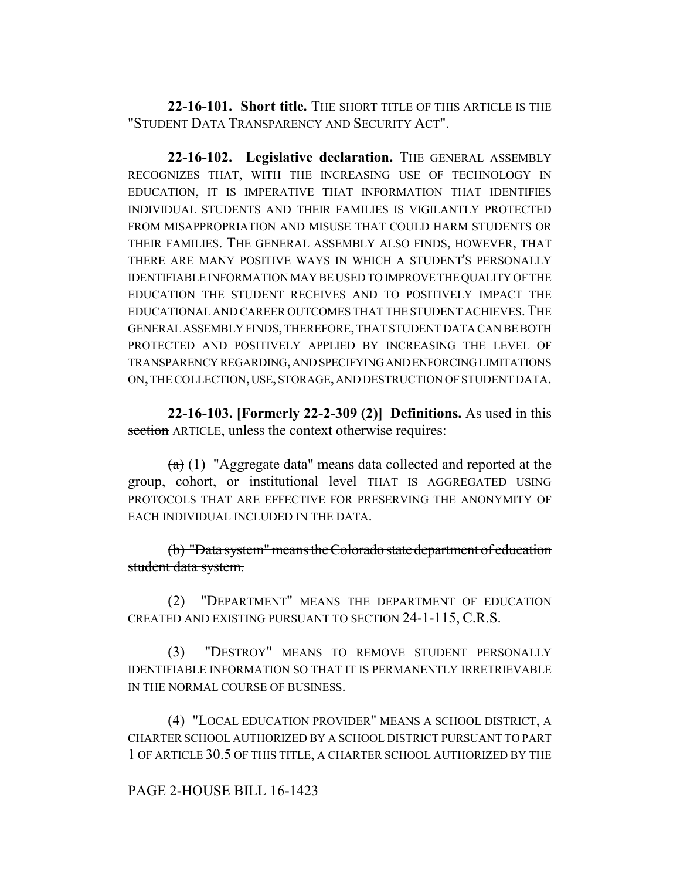**22-16-101. Short title.** THE SHORT TITLE OF THIS ARTICLE IS THE "STUDENT DATA TRANSPARENCY AND SECURITY ACT".

**22-16-102. Legislative declaration.** THE GENERAL ASSEMBLY RECOGNIZES THAT, WITH THE INCREASING USE OF TECHNOLOGY IN EDUCATION, IT IS IMPERATIVE THAT INFORMATION THAT IDENTIFIES INDIVIDUAL STUDENTS AND THEIR FAMILIES IS VIGILANTLY PROTECTED FROM MISAPPROPRIATION AND MISUSE THAT COULD HARM STUDENTS OR THEIR FAMILIES. THE GENERAL ASSEMBLY ALSO FINDS, HOWEVER, THAT THERE ARE MANY POSITIVE WAYS IN WHICH A STUDENT'S PERSONALLY IDENTIFIABLE INFORMATION MAY BE USED TO IMPROVE THE QUALITY OF THE EDUCATION THE STUDENT RECEIVES AND TO POSITIVELY IMPACT THE EDUCATIONAL AND CAREER OUTCOMES THAT THE STUDENT ACHIEVES. THE GENERAL ASSEMBLY FINDS, THEREFORE, THAT STUDENT DATA CAN BE BOTH PROTECTED AND POSITIVELY APPLIED BY INCREASING THE LEVEL OF TRANSPARENCY REGARDING, AND SPECIFYING AND ENFORCING LIMITATIONS ON, THE COLLECTION, USE, STORAGE, AND DESTRUCTION OF STUDENT DATA.

**22-16-103. [Formerly 22-2-309 (2)] Definitions.** As used in this ~~section~~ ARTICLE, unless the context otherwise requires:

~~(a)~~ (1) "Aggregate data" means data collected and reported at the group, cohort, or institutional level THAT IS AGGREGATED USING PROTOCOLS THAT ARE EFFECTIVE FOR PRESERVING THE ANONYMITY OF EACH INDIVIDUAL INCLUDED IN THE DATA.

~~(b) "Data system" means the Colorado state department of education student data system.~~

(2) "DEPARTMENT" MEANS THE DEPARTMENT OF EDUCATION CREATED AND EXISTING PURSUANT TO SECTION 24-1-115, C.R.S.

(3) "DESTROY" MEANS TO REMOVE STUDENT PERSONALLY IDENTIFIABLE INFORMATION SO THAT IT IS PERMANENTLY IRRETRIEVABLE IN THE NORMAL COURSE OF BUSINESS.

(4) "LOCAL EDUCATION PROVIDER" MEANS A SCHOOL DISTRICT, A CHARTER SCHOOL AUTHORIZED BY A SCHOOL DISTRICT PURSUANT TO PART 1 OF ARTICLE 30.5 OF THIS TITLE, A CHARTER SCHOOL AUTHORIZED BY THE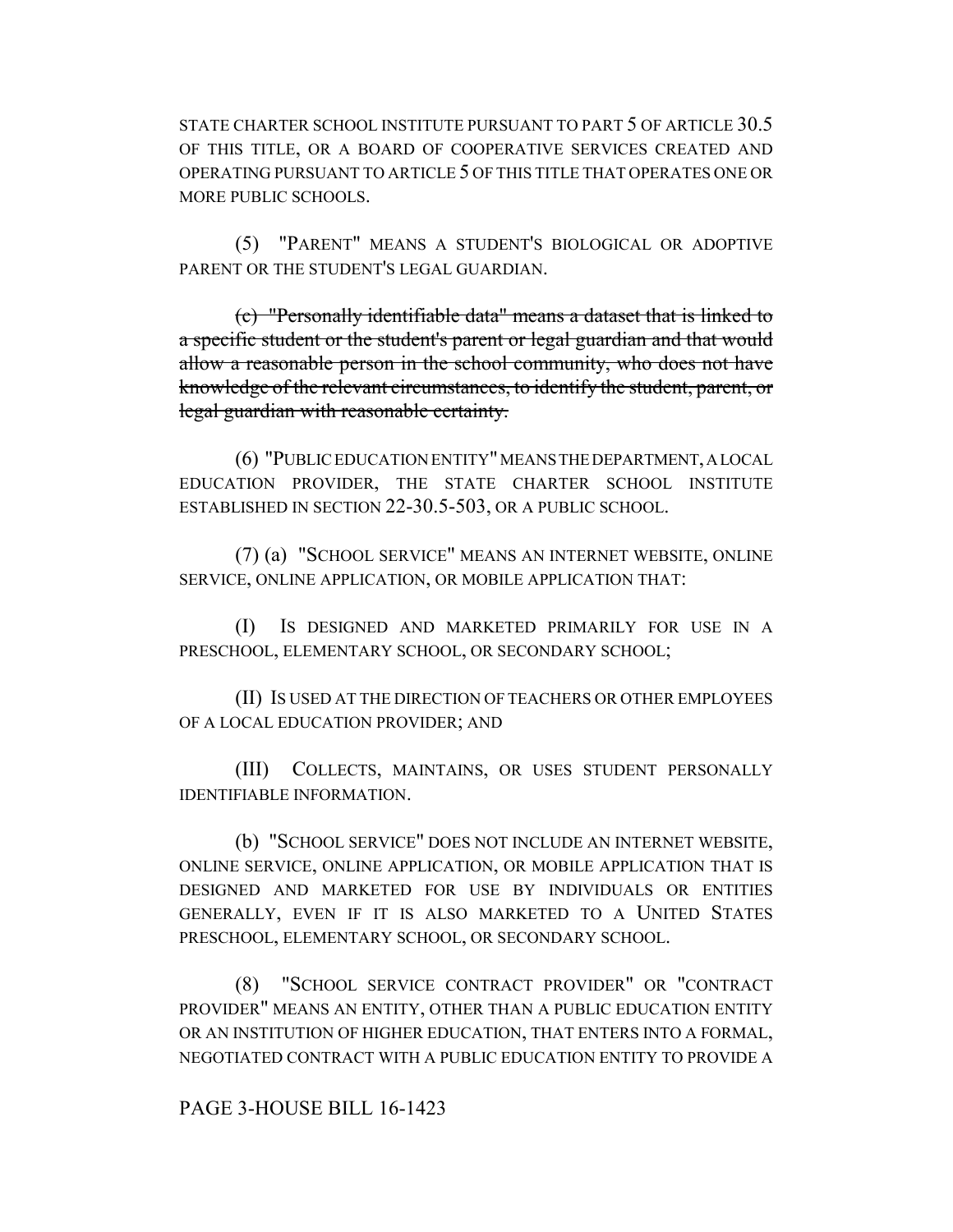STATE CHARTER SCHOOL INSTITUTE PURSUANT TO PART 5 OF ARTICLE 30.5 OF THIS TITLE, OR A BOARD OF COOPERATIVE SERVICES CREATED AND OPERATING PURSUANT TO ARTICLE 5 OF THIS TITLE THAT OPERATES ONE OR MORE PUBLIC SCHOOLS.

(5) "PARENT" MEANS A STUDENT'S BIOLOGICAL OR ADOPTIVE PARENT OR THE STUDENT'S LEGAL GUARDIAN.

~~(c) "Personally identifiable data" means a dataset that is linked to a specific student or the student's parent or legal guardian and that would allow a reasonable person in the school community, who does not have knowledge of the relevant circumstances, to identify the student, parent, or legal guardian with reasonable certainty.~~

(6) "PUBLIC EDUCATION ENTITY" MEANS THE DEPARTMENT, A LOCAL EDUCATION PROVIDER, THE STATE CHARTER SCHOOL INSTITUTE ESTABLISHED IN SECTION 22-30.5-503, OR A PUBLIC SCHOOL.

(7) (a) "SCHOOL SERVICE" MEANS AN INTERNET WEBSITE, ONLINE SERVICE, ONLINE APPLICATION, OR MOBILE APPLICATION THAT:

(I) IS DESIGNED AND MARKETED PRIMARILY FOR USE IN A PRESCHOOL, ELEMENTARY SCHOOL, OR SECONDARY SCHOOL;

(II) IS USED AT THE DIRECTION OF TEACHERS OR OTHER EMPLOYEES OF A LOCAL EDUCATION PROVIDER; AND

(III) COLLECTS, MAINTAINS, OR USES STUDENT PERSONALLY IDENTIFIABLE INFORMATION.

(b) "SCHOOL SERVICE" DOES NOT INCLUDE AN INTERNET WEBSITE, ONLINE SERVICE, ONLINE APPLICATION, OR MOBILE APPLICATION THAT IS DESIGNED AND MARKETED FOR USE BY INDIVIDUALS OR ENTITIES GENERALLY, EVEN IF IT IS ALSO MARKETED TO A UNITED STATES PRESCHOOL, ELEMENTARY SCHOOL, OR SECONDARY SCHOOL.

(8) "SCHOOL SERVICE CONTRACT PROVIDER" OR "CONTRACT PROVIDER" MEANS AN ENTITY, OTHER THAN A PUBLIC EDUCATION ENTITY OR AN INSTITUTION OF HIGHER EDUCATION, THAT ENTERS INTO A FORMAL, NEGOTIATED CONTRACT WITH A PUBLIC EDUCATION ENTITY TO PROVIDE A

PAGE 3-HOUSE BILL 16-1423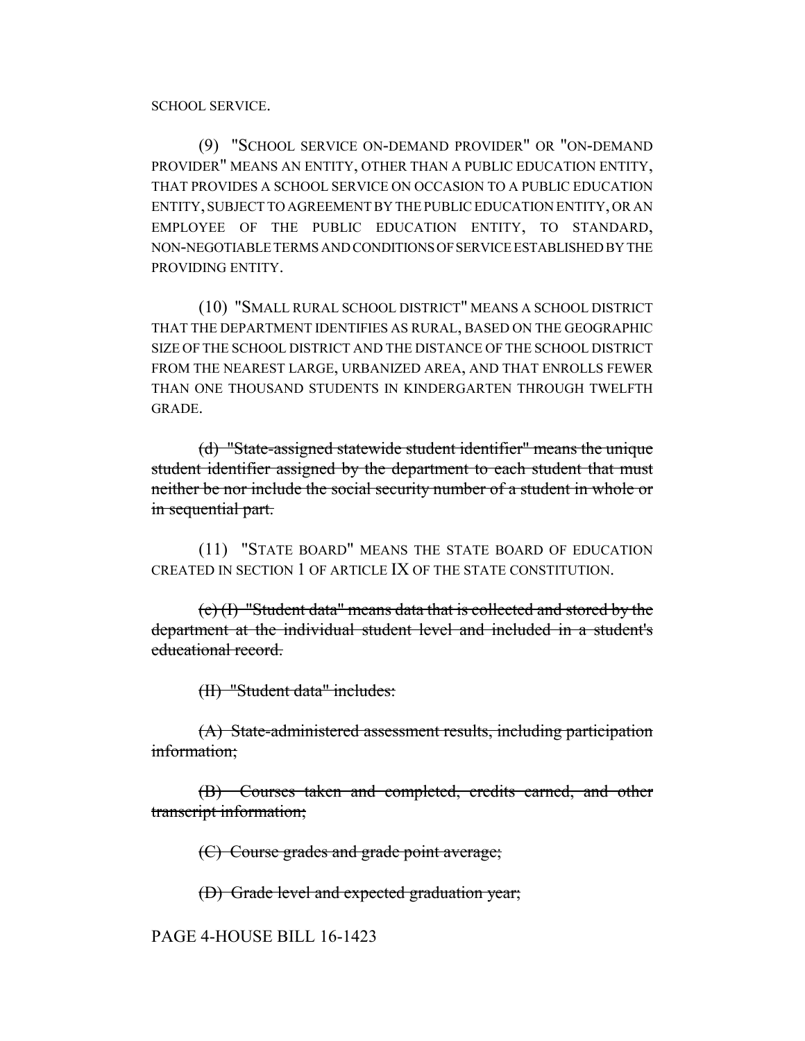SCHOOL SERVICE.

(9) "SCHOOL SERVICE ON-DEMAND PROVIDER" OR "ON-DEMAND PROVIDER" MEANS AN ENTITY, OTHER THAN A PUBLIC EDUCATION ENTITY, THAT PROVIDES A SCHOOL SERVICE ON OCCASION TO A PUBLIC EDUCATION ENTITY, SUBJECT TO AGREEMENT BY THE PUBLIC EDUCATION ENTITY, OR AN EMPLOYEE OF THE PUBLIC EDUCATION ENTITY, TO STANDARD, NON-NEGOTIABLE TERMS AND CONDITIONS OF SERVICE ESTABLISHED BY THE PROVIDING ENTITY.

(10) "SMALL RURAL SCHOOL DISTRICT" MEANS A SCHOOL DISTRICT THAT THE DEPARTMENT IDENTIFIES AS RURAL, BASED ON THE GEOGRAPHIC SIZE OF THE SCHOOL DISTRICT AND THE DISTANCE OF THE SCHOOL DISTRICT FROM THE NEAREST LARGE, URBANIZED AREA, AND THAT ENROLLS FEWER THAN ONE THOUSAND STUDENTS IN KINDERGARTEN THROUGH TWELFTH GRADE.

~~(d) "State-assigned statewide student identifier" means the unique student identifier assigned by the department to each student that must neither be nor include the social security number of a student in whole or in sequential part.~~

(11) "STATE BOARD" MEANS THE STATE BOARD OF EDUCATION CREATED IN SECTION 1 OF ARTICLE IX OF THE STATE CONSTITUTION.

~~(e) (I) "Student data" means data that is collected and stored by the department at the individual student level and included in a student's educational record.~~

~~(II) "Student data" includes:~~

~~(A) State-administered assessment results, including participation information;~~

~~(B) Courses taken and completed, credits earned, and other transcript information;~~

~~(C) Course grades and grade point average;~~

~~(D) Grade level and expected graduation year;~~

PAGE 4-HOUSE BILL 16-1423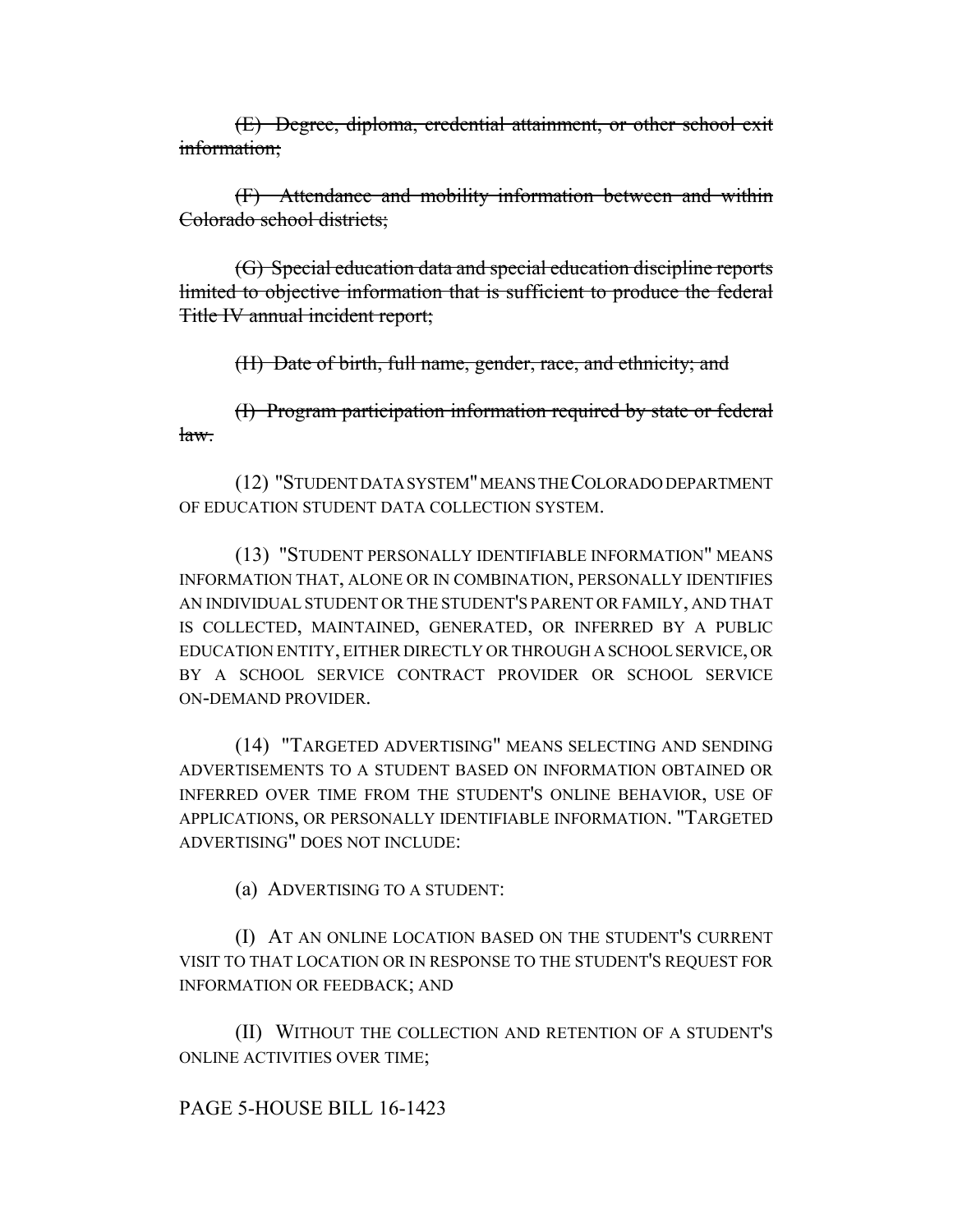~~(E) Degree, diploma, credential attainment, or other school exit information;~~

~~(F) Attendance and mobility information between and within Colorado school districts;~~

~~(G) Special education data and special education discipline reports limited to objective information that is sufficient to produce the federal Title IV annual incident report;~~

~~(H) Date of birth, full name, gender, race, and ethnicity; and~~

~~(I) Program participation information required by state or federal law.~~

(12) "STUDENT DATA SYSTEM" MEANS THE COLORADO DEPARTMENT OF EDUCATION STUDENT DATA COLLECTION SYSTEM.

(13) "STUDENT PERSONALLY IDENTIFIABLE INFORMATION" MEANS INFORMATION THAT, ALONE OR IN COMBINATION, PERSONALLY IDENTIFIES AN INDIVIDUAL STUDENT OR THE STUDENT'S PARENT OR FAMILY, AND THAT IS COLLECTED, MAINTAINED, GENERATED, OR INFERRED BY A PUBLIC EDUCATION ENTITY, EITHER DIRECTLY OR THROUGH A SCHOOL SERVICE, OR BY A SCHOOL SERVICE CONTRACT PROVIDER OR SCHOOL SERVICE ON-DEMAND PROVIDER.

(14) "TARGETED ADVERTISING" MEANS SELECTING AND SENDING ADVERTISEMENTS TO A STUDENT BASED ON INFORMATION OBTAINED OR INFERRED OVER TIME FROM THE STUDENT'S ONLINE BEHAVIOR, USE OF APPLICATIONS, OR PERSONALLY IDENTIFIABLE INFORMATION. "TARGETED ADVERTISING" DOES NOT INCLUDE:

(a) ADVERTISING TO A STUDENT:

(I) AT AN ONLINE LOCATION BASED ON THE STUDENT'S CURRENT VISIT TO THAT LOCATION OR IN RESPONSE TO THE STUDENT'S REQUEST FOR INFORMATION OR FEEDBACK; AND

(II) WITHOUT THE COLLECTION AND RETENTION OF A STUDENT'S ONLINE ACTIVITIES OVER TIME;

PAGE 5-HOUSE BILL 16-1423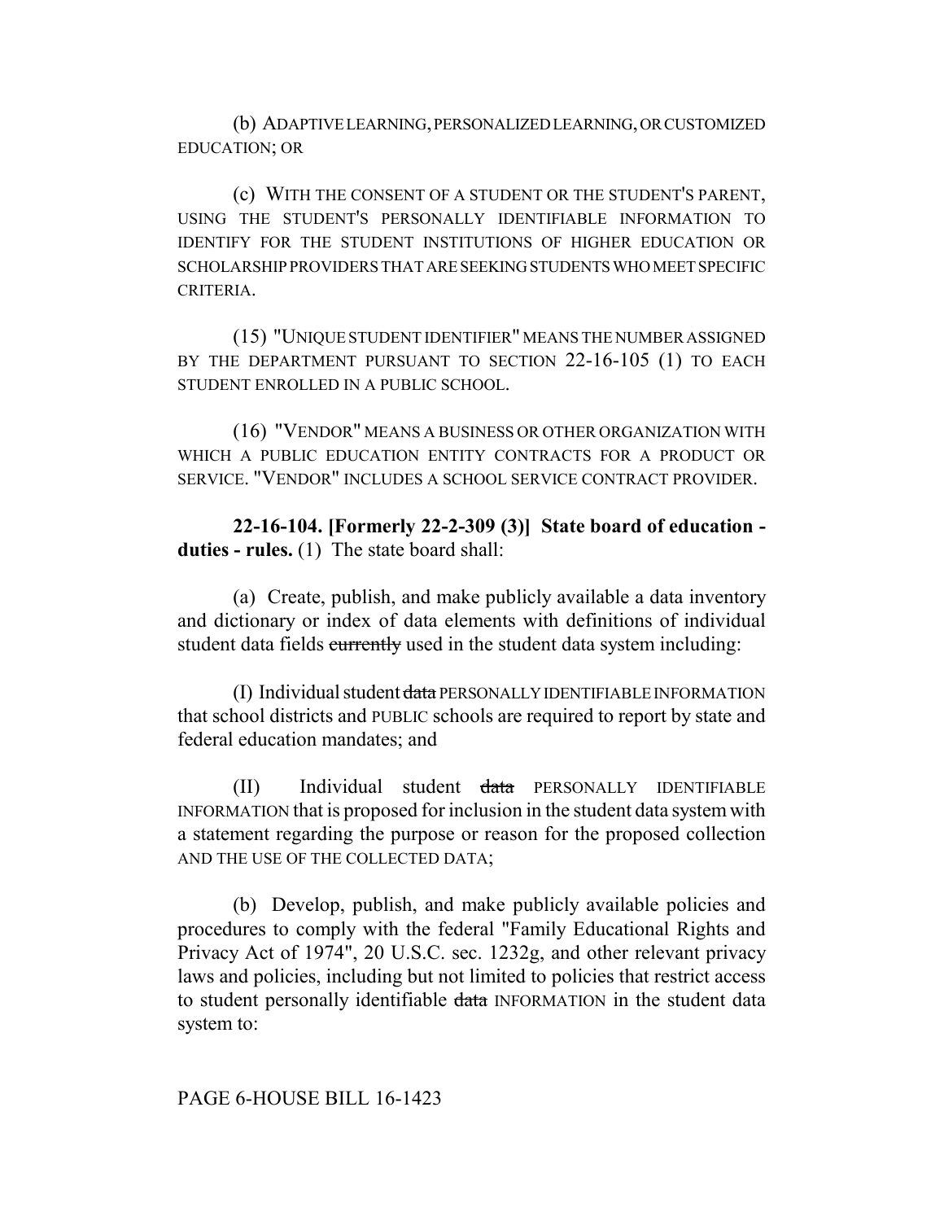(b) ADAPTIVE LEARNING, PERSONALIZED LEARNING, OR CUSTOMIZED EDUCATION; OR

(c) WITH THE CONSENT OF A STUDENT OR THE STUDENT'S PARENT, USING THE STUDENT'S PERSONALLY IDENTIFIABLE INFORMATION TO IDENTIFY FOR THE STUDENT INSTITUTIONS OF HIGHER EDUCATION OR SCHOLARSHIP PROVIDERS THAT ARE SEEKING STUDENTS WHO MEET SPECIFIC CRITERIA.

(15) "UNIQUE STUDENT IDENTIFIER" MEANS THE NUMBER ASSIGNED BY THE DEPARTMENT PURSUANT TO SECTION 22-16-105 (1) TO EACH STUDENT ENROLLED IN A PUBLIC SCHOOL.

(16) "VENDOR" MEANS A BUSINESS OR OTHER ORGANIZATION WITH WHICH A PUBLIC EDUCATION ENTITY CONTRACTS FOR A PRODUCT OR SERVICE. "VENDOR" INCLUDES A SCHOOL SERVICE CONTRACT PROVIDER.

**22-16-104. [Formerly 22-2-309 (3)] State board of education - duties - rules.** (1) The state board shall:

(a) Create, publish, and make publicly available a data inventory and dictionary or index of data elements with definitions of individual student data fields ~~currently~~ used in the student data system including:

(I) Individual student ~~data~~ PERSONALLY IDENTIFIABLE INFORMATION that school districts and PUBLIC schools are required to report by state and federal education mandates; and

(II) Individual student ~~data~~ PERSONALLY IDENTIFIABLE INFORMATION that is proposed for inclusion in the student data system with a statement regarding the purpose or reason for the proposed collection AND THE USE OF THE COLLECTED DATA;

(b) Develop, publish, and make publicly available policies and procedures to comply with the federal "Family Educational Rights and Privacy Act of 1974", 20 U.S.C. sec. 1232g, and other relevant privacy laws and policies, including but not limited to policies that restrict access to student personally identifiable ~~data~~ INFORMATION in the student data system to: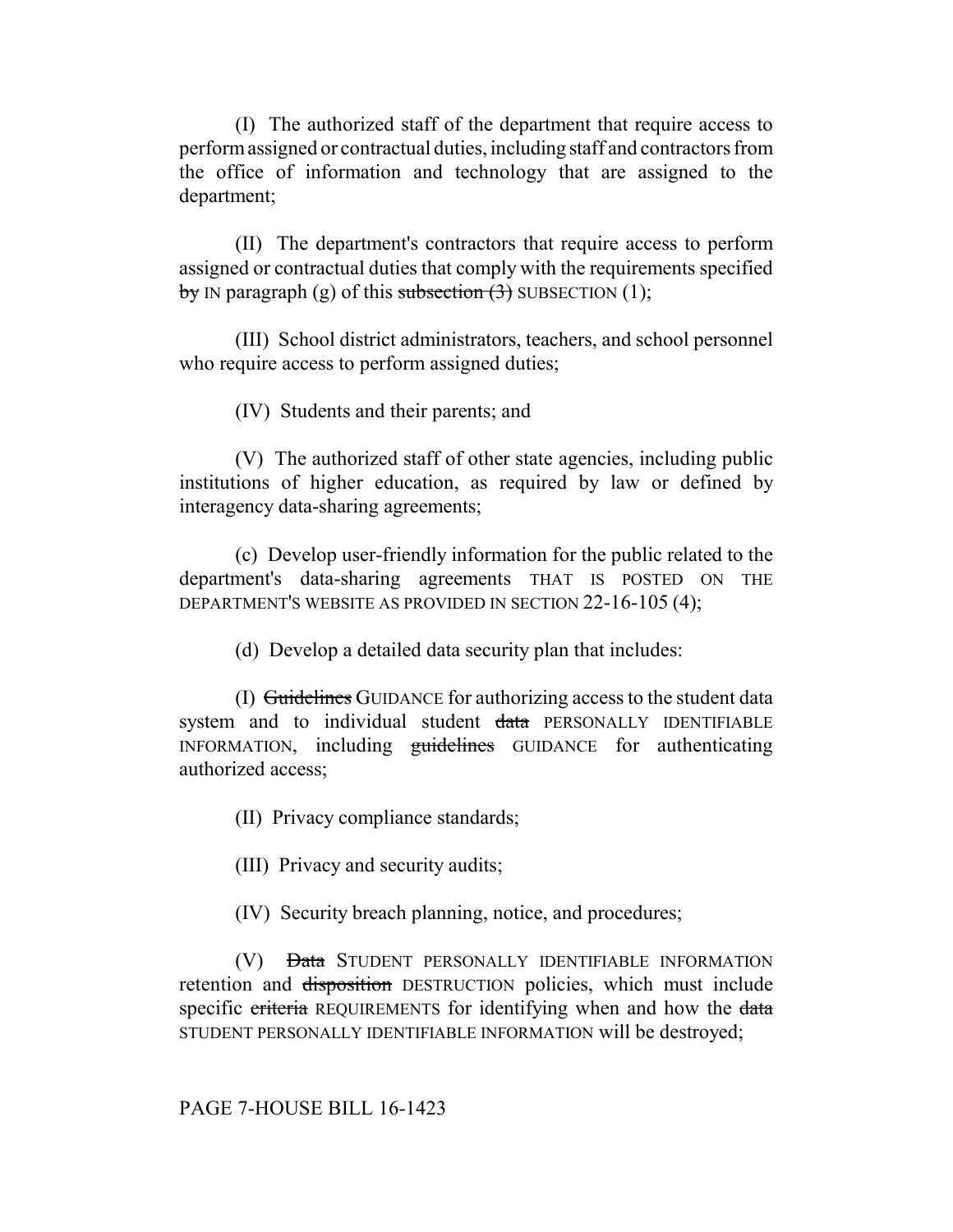(I) The authorized staff of the department that require access to perform assigned or contractual duties, including staff and contractors from the office of information and technology that are assigned to the department;

(II) The department's contractors that require access to perform assigned or contractual duties that comply with the requirements specified ~~by~~ IN paragraph (g) of this ~~subsection (3)~~ SUBSECTION (1);

(III) School district administrators, teachers, and school personnel who require access to perform assigned duties;

(IV) Students and their parents; and

(V) The authorized staff of other state agencies, including public institutions of higher education, as required by law or defined by interagency data-sharing agreements;

(c) Develop user-friendly information for the public related to the department's data-sharing agreements THAT IS POSTED ON THE DEPARTMENT'S WEBSITE AS PROVIDED IN SECTION 22-16-105 (4);

(d) Develop a detailed data security plan that includes:

(I) ~~Guidelines~~ GUIDANCE for authorizing access to the student data system and to individual student ~~data~~ PERSONALLY IDENTIFIABLE INFORMATION, including ~~guidelines~~ GUIDANCE for authenticating authorized access;

(II) Privacy compliance standards;

(III) Privacy and security audits;

(IV) Security breach planning, notice, and procedures;

(V) ~~Data~~ STUDENT PERSONALLY IDENTIFIABLE INFORMATION retention and ~~disposition~~ DESTRUCTION policies, which must include specific ~~criteria~~ REQUIREMENTS for identifying when and how the ~~data~~ STUDENT PERSONALLY IDENTIFIABLE INFORMATION will be destroyed;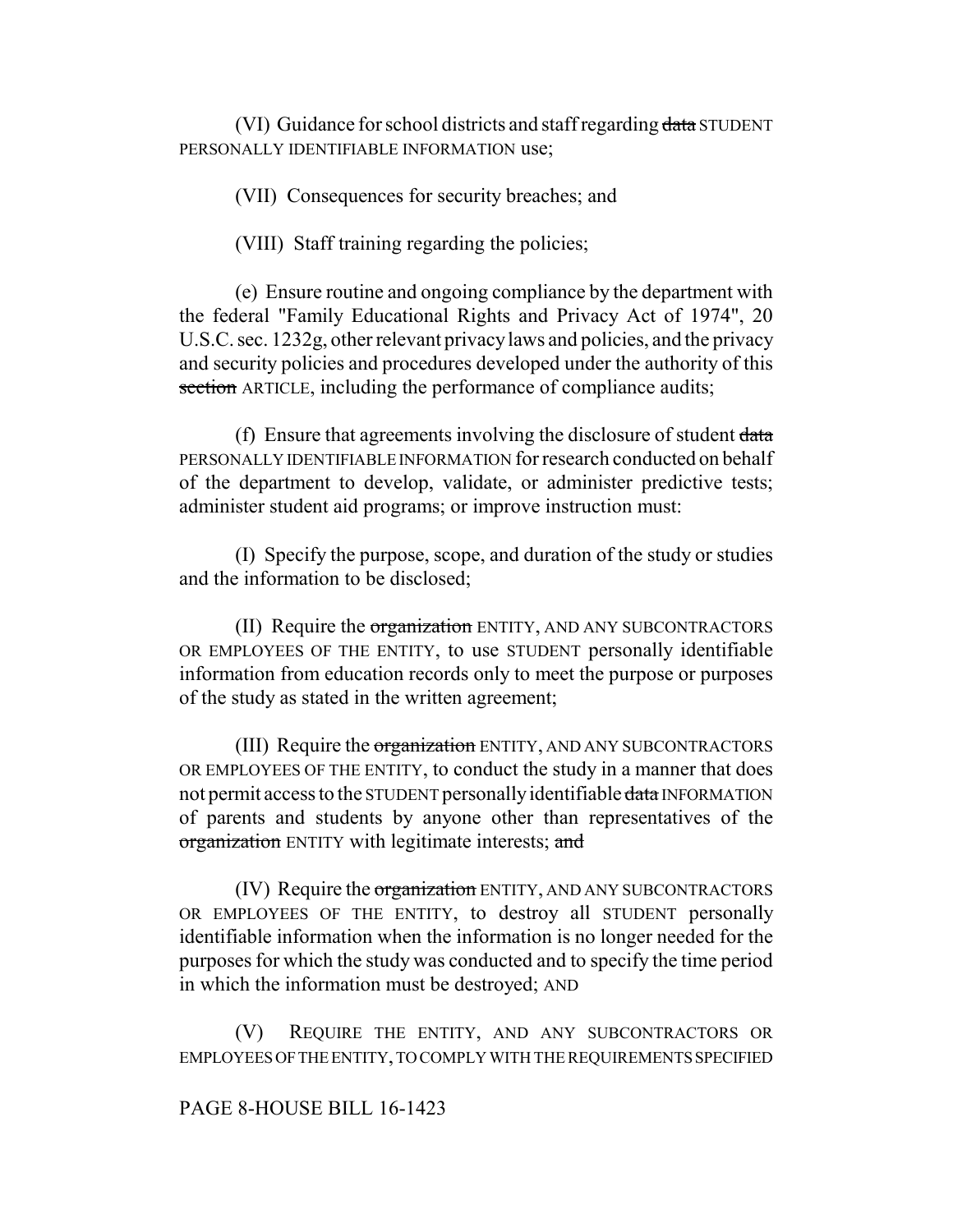(VI) Guidance for school districts and staff regarding ~~data~~ STUDENT PERSONALLY IDENTIFIABLE INFORMATION use;

(VII) Consequences for security breaches; and

(VIII) Staff training regarding the policies;

(e) Ensure routine and ongoing compliance by the department with the federal "Family Educational Rights and Privacy Act of 1974", 20 U.S.C. sec. 1232g, other relevant privacy laws and policies, and the privacy and security policies and procedures developed under the authority of this ~~section~~ ARTICLE, including the performance of compliance audits;

(f) Ensure that agreements involving the disclosure of student ~~data~~ PERSONALLY IDENTIFIABLE INFORMATION for research conducted on behalf of the department to develop, validate, or administer predictive tests; administer student aid programs; or improve instruction must:

(I) Specify the purpose, scope, and duration of the study or studies and the information to be disclosed;

(II) Require the ~~organization~~ ENTITY, AND ANY SUBCONTRACTORS OR EMPLOYEES OF THE ENTITY, to use STUDENT personally identifiable information from education records only to meet the purpose or purposes of the study as stated in the written agreement;

(III) Require the ~~organization~~ ENTITY, AND ANY SUBCONTRACTORS OR EMPLOYEES OF THE ENTITY, to conduct the study in a manner that does not permit access to the STUDENT personally identifiable ~~data~~ INFORMATION of parents and students by anyone other than representatives of the ~~organization~~ ENTITY with legitimate interests; ~~and~~

(IV) Require the ~~organization~~ ENTITY, AND ANY SUBCONTRACTORS OR EMPLOYEES OF THE ENTITY, to destroy all STUDENT personally identifiable information when the information is no longer needed for the purposes for which the study was conducted and to specify the time period in which the information must be destroyed; AND

(V) REQUIRE THE ENTITY, AND ANY SUBCONTRACTORS OR EMPLOYEES OF THE ENTITY, TO COMPLY WITH THE REQUIREMENTS SPECIFIED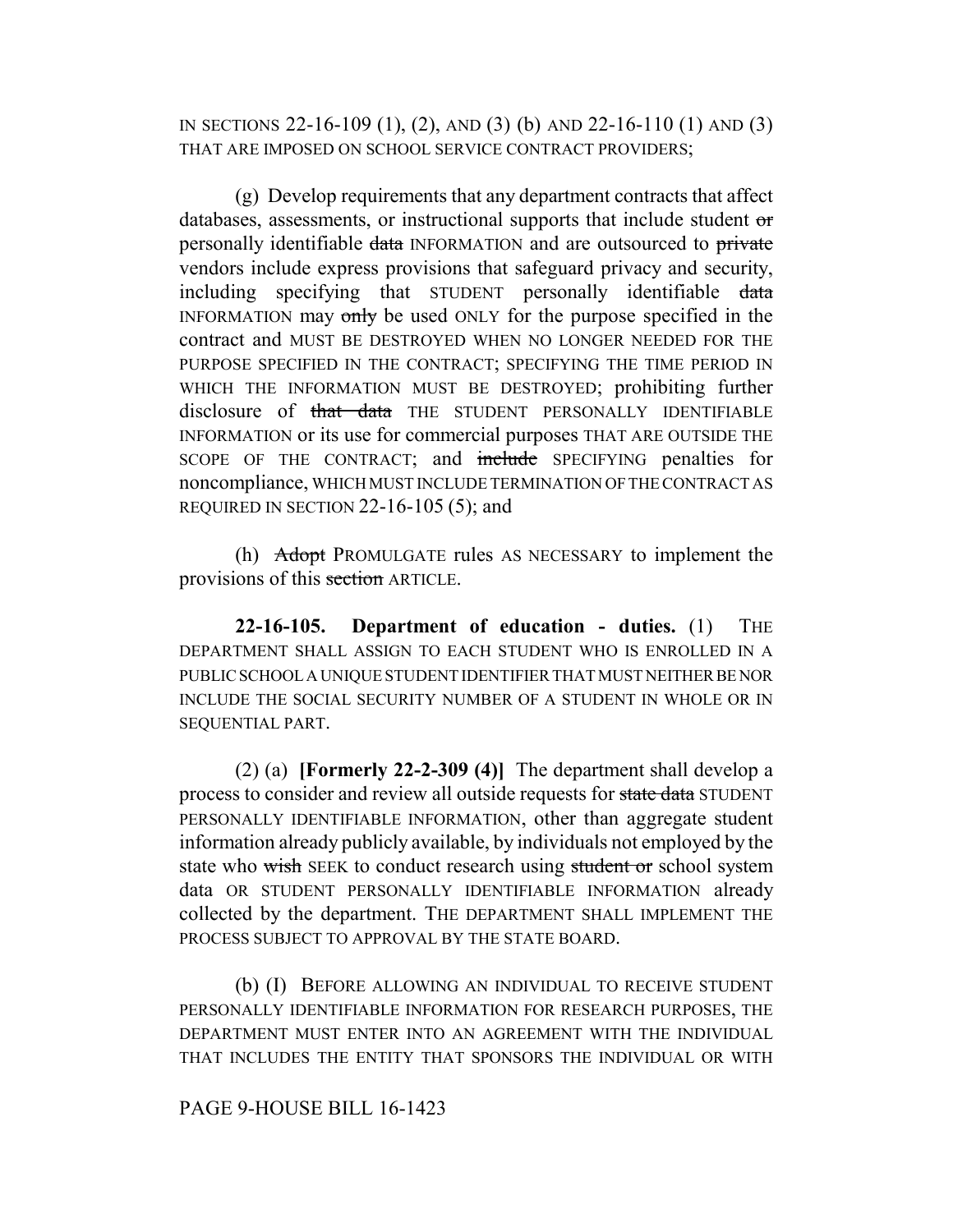IN SECTIONS 22-16-109 (1), (2), AND (3) (b) AND 22-16-110 (1) AND (3) THAT ARE IMPOSED ON SCHOOL SERVICE CONTRACT PROVIDERS;

(g) Develop requirements that any department contracts that affect databases, assessments, or instructional supports that include student ~~or~~ personally identifiable ~~data~~ INFORMATION and are outsourced to ~~private~~ vendors include express provisions that safeguard privacy and security, including specifying that STUDENT personally identifiable ~~data~~ INFORMATION may ~~only~~ be used ONLY for the purpose specified in the contract and MUST BE DESTROYED WHEN NO LONGER NEEDED FOR THE PURPOSE SPECIFIED IN THE CONTRACT; SPECIFYING THE TIME PERIOD IN WHICH THE INFORMATION MUST BE DESTROYED; prohibiting further disclosure of ~~that data~~ THE STUDENT PERSONALLY IDENTIFIABLE INFORMATION or its use for commercial purposes THAT ARE OUTSIDE THE SCOPE OF THE CONTRACT; and ~~include~~ SPECIFYING penalties for noncompliance, WHICH MUST INCLUDE TERMINATION OF THE CONTRACT AS REQUIRED IN SECTION 22-16-105 (5); and

(h) ~~Adopt~~ PROMULGATE rules AS NECESSARY to implement the provisions of this ~~section~~ ARTICLE.

**22-16-105. Department of education - duties.** (1) THE DEPARTMENT SHALL ASSIGN TO EACH STUDENT WHO IS ENROLLED IN A PUBLIC SCHOOL A UNIQUE STUDENT IDENTIFIER THAT MUST NEITHER BE NOR INCLUDE THE SOCIAL SECURITY NUMBER OF A STUDENT IN WHOLE OR IN SEQUENTIAL PART.

(2) (a) **[Formerly 22-2-309 (4)]** The department shall develop a process to consider and review all outside requests for ~~state data~~ STUDENT PERSONALLY IDENTIFIABLE INFORMATION, other than aggregate student information already publicly available, by individuals not employed by the state who ~~wish~~ SEEK to conduct research using ~~student or~~ school system data OR STUDENT PERSONALLY IDENTIFIABLE INFORMATION already collected by the department. THE DEPARTMENT SHALL IMPLEMENT THE PROCESS SUBJECT TO APPROVAL BY THE STATE BOARD.

(b) (I) BEFORE ALLOWING AN INDIVIDUAL TO RECEIVE STUDENT PERSONALLY IDENTIFIABLE INFORMATION FOR RESEARCH PURPOSES, THE DEPARTMENT MUST ENTER INTO AN AGREEMENT WITH THE INDIVIDUAL THAT INCLUDES THE ENTITY THAT SPONSORS THE INDIVIDUAL OR WITH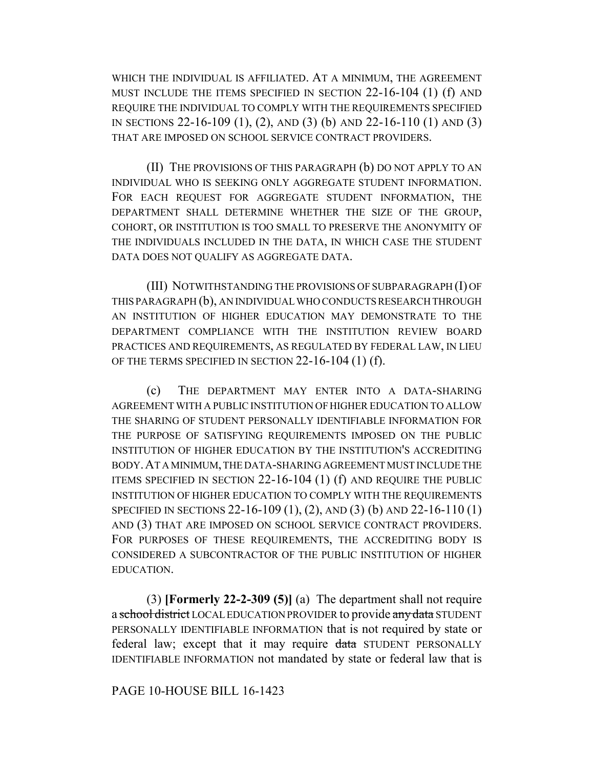WHICH THE INDIVIDUAL IS AFFILIATED. AT A MINIMUM, THE AGREEMENT MUST INCLUDE THE ITEMS SPECIFIED IN SECTION 22-16-104 (1) (f) AND REQUIRE THE INDIVIDUAL TO COMPLY WITH THE REQUIREMENTS SPECIFIED IN SECTIONS 22-16-109 (1), (2), AND (3) (b) AND 22-16-110 (1) AND (3) THAT ARE IMPOSED ON SCHOOL SERVICE CONTRACT PROVIDERS.

(II) THE PROVISIONS OF THIS PARAGRAPH (b) DO NOT APPLY TO AN INDIVIDUAL WHO IS SEEKING ONLY AGGREGATE STUDENT INFORMATION. FOR EACH REQUEST FOR AGGREGATE STUDENT INFORMATION, THE DEPARTMENT SHALL DETERMINE WHETHER THE SIZE OF THE GROUP, COHORT, OR INSTITUTION IS TOO SMALL TO PRESERVE THE ANONYMITY OF THE INDIVIDUALS INCLUDED IN THE DATA, IN WHICH CASE THE STUDENT DATA DOES NOT QUALIFY AS AGGREGATE DATA.

(III) NOTWITHSTANDING THE PROVISIONS OF SUBPARAGRAPH (I) OF THIS PARAGRAPH (b), AN INDIVIDUAL WHO CONDUCTS RESEARCH THROUGH AN INSTITUTION OF HIGHER EDUCATION MAY DEMONSTRATE TO THE DEPARTMENT COMPLIANCE WITH THE INSTITUTION REVIEW BOARD PRACTICES AND REQUIREMENTS, AS REGULATED BY FEDERAL LAW, IN LIEU OF THE TERMS SPECIFIED IN SECTION 22-16-104 (1) (f).

(c) THE DEPARTMENT MAY ENTER INTO A DATA-SHARING AGREEMENT WITH A PUBLIC INSTITUTION OF HIGHER EDUCATION TO ALLOW THE SHARING OF STUDENT PERSONALLY IDENTIFIABLE INFORMATION FOR THE PURPOSE OF SATISFYING REQUIREMENTS IMPOSED ON THE PUBLIC INSTITUTION OF HIGHER EDUCATION BY THE INSTITUTION'S ACCREDITING BODY. AT A MINIMUM, THE DATA-SHARING AGREEMENT MUST INCLUDE THE ITEMS SPECIFIED IN SECTION 22-16-104 (1) (f) AND REQUIRE THE PUBLIC INSTITUTION OF HIGHER EDUCATION TO COMPLY WITH THE REQUIREMENTS SPECIFIED IN SECTIONS 22-16-109 (1), (2), AND (3) (b) AND 22-16-110 (1) AND (3) THAT ARE IMPOSED ON SCHOOL SERVICE CONTRACT PROVIDERS. FOR PURPOSES OF THESE REQUIREMENTS, THE ACCREDITING BODY IS CONSIDERED A SUBCONTRACTOR OF THE PUBLIC INSTITUTION OF HIGHER EDUCATION.

(3) **[Formerly 22-2-309 (5)]** (a) The department shall not require a ~~school district~~ LOCAL EDUCATION PROVIDER to provide ~~any data~~ STUDENT PERSONALLY IDENTIFIABLE INFORMATION that is not required by state or federal law; except that it may require ~~data~~ STUDENT PERSONALLY IDENTIFIABLE INFORMATION not mandated by state or federal law that is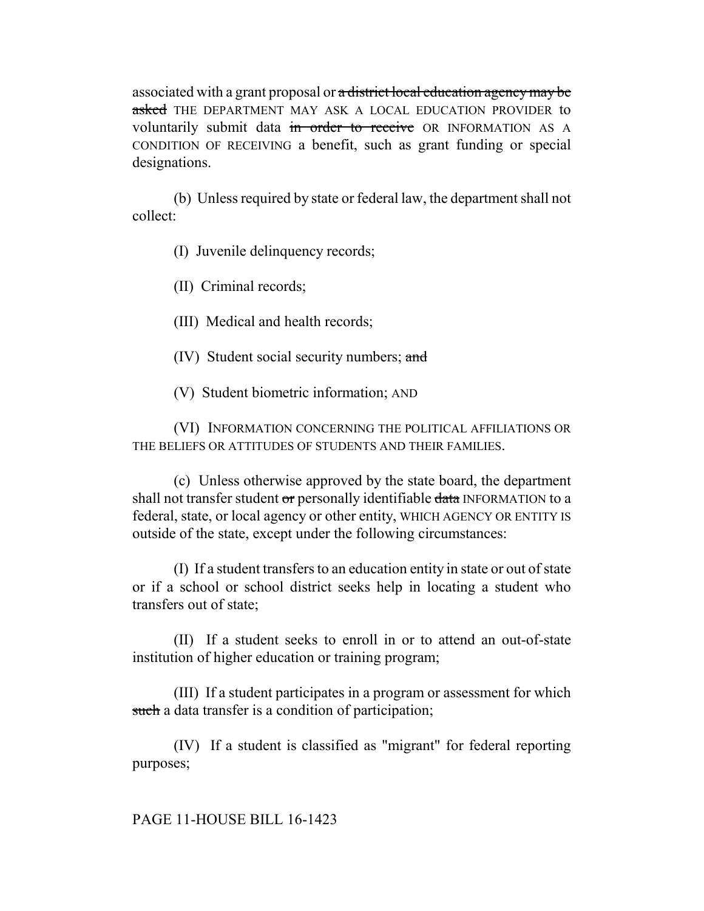associated with a grant proposal or ~~a district local education agency may be asked~~ THE DEPARTMENT MAY ASK A LOCAL EDUCATION PROVIDER to voluntarily submit data ~~in order to receive~~ OR INFORMATION AS A CONDITION OF RECEIVING a benefit, such as grant funding or special designations.

(b) Unless required by state or federal law, the department shall not collect:

(I) Juvenile delinquency records;

(II) Criminal records;

(III) Medical and health records;

(IV) Student social security numbers; ~~and~~

(V) Student biometric information; AND

(VI) INFORMATION CONCERNING THE POLITICAL AFFILIATIONS OR THE BELIEFS OR ATTITUDES OF STUDENTS AND THEIR FAMILIES.

(c) Unless otherwise approved by the state board, the department shall not transfer student ~~or~~ personally identifiable ~~data~~ INFORMATION to a federal, state, or local agency or other entity, WHICH AGENCY OR ENTITY IS outside of the state, except under the following circumstances:

(I) If a student transfers to an education entity in state or out of state or if a school or school district seeks help in locating a student who transfers out of state;

(II) If a student seeks to enroll in or to attend an out-of-state institution of higher education or training program;

(III) If a student participates in a program or assessment for which ~~such~~ a data transfer is a condition of participation;

(IV) If a student is classified as "migrant" for federal reporting purposes;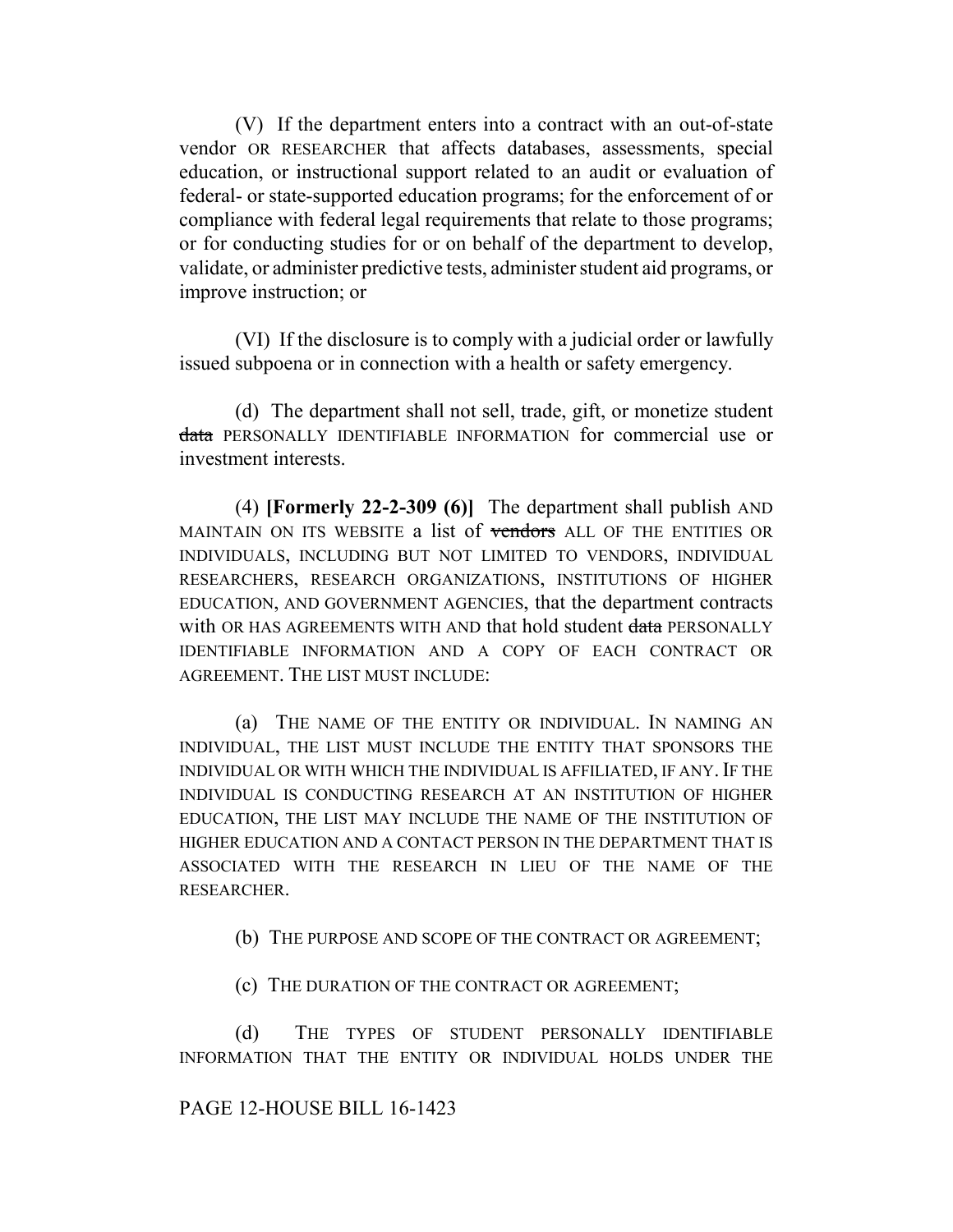(V) If the department enters into a contract with an out-of-state vendor OR RESEARCHER that affects databases, assessments, special education, or instructional support related to an audit or evaluation of federal- or state-supported education programs; for the enforcement of or compliance with federal legal requirements that relate to those programs; or for conducting studies for or on behalf of the department to develop, validate, or administer predictive tests, administer student aid programs, or improve instruction; or

(VI) If the disclosure is to comply with a judicial order or lawfully issued subpoena or in connection with a health or safety emergency.

(d) The department shall not sell, trade, gift, or monetize student ~~data~~ PERSONALLY IDENTIFIABLE INFORMATION for commercial use or investment interests.

(4) **[Formerly 22-2-309 (6)]** The department shall publish AND MAINTAIN ON ITS WEBSITE a list of ~~vendors~~ ALL OF THE ENTITIES OR INDIVIDUALS, INCLUDING BUT NOT LIMITED TO VENDORS, INDIVIDUAL RESEARCHERS, RESEARCH ORGANIZATIONS, INSTITUTIONS OF HIGHER EDUCATION, AND GOVERNMENT AGENCIES, that the department contracts with OR HAS AGREEMENTS WITH AND that hold student ~~data~~ PERSONALLY IDENTIFIABLE INFORMATION AND A COPY OF EACH CONTRACT OR AGREEMENT. THE LIST MUST INCLUDE:

(a) THE NAME OF THE ENTITY OR INDIVIDUAL. IN NAMING AN INDIVIDUAL, THE LIST MUST INCLUDE THE ENTITY THAT SPONSORS THE INDIVIDUAL OR WITH WHICH THE INDIVIDUAL IS AFFILIATED, IF ANY. IF THE INDIVIDUAL IS CONDUCTING RESEARCH AT AN INSTITUTION OF HIGHER EDUCATION, THE LIST MAY INCLUDE THE NAME OF THE INSTITUTION OF HIGHER EDUCATION AND A CONTACT PERSON IN THE DEPARTMENT THAT IS ASSOCIATED WITH THE RESEARCH IN LIEU OF THE NAME OF THE RESEARCHER.

(b) THE PURPOSE AND SCOPE OF THE CONTRACT OR AGREEMENT;

(c) THE DURATION OF THE CONTRACT OR AGREEMENT;

(d) THE TYPES OF STUDENT PERSONALLY IDENTIFIABLE INFORMATION THAT THE ENTITY OR INDIVIDUAL HOLDS UNDER THE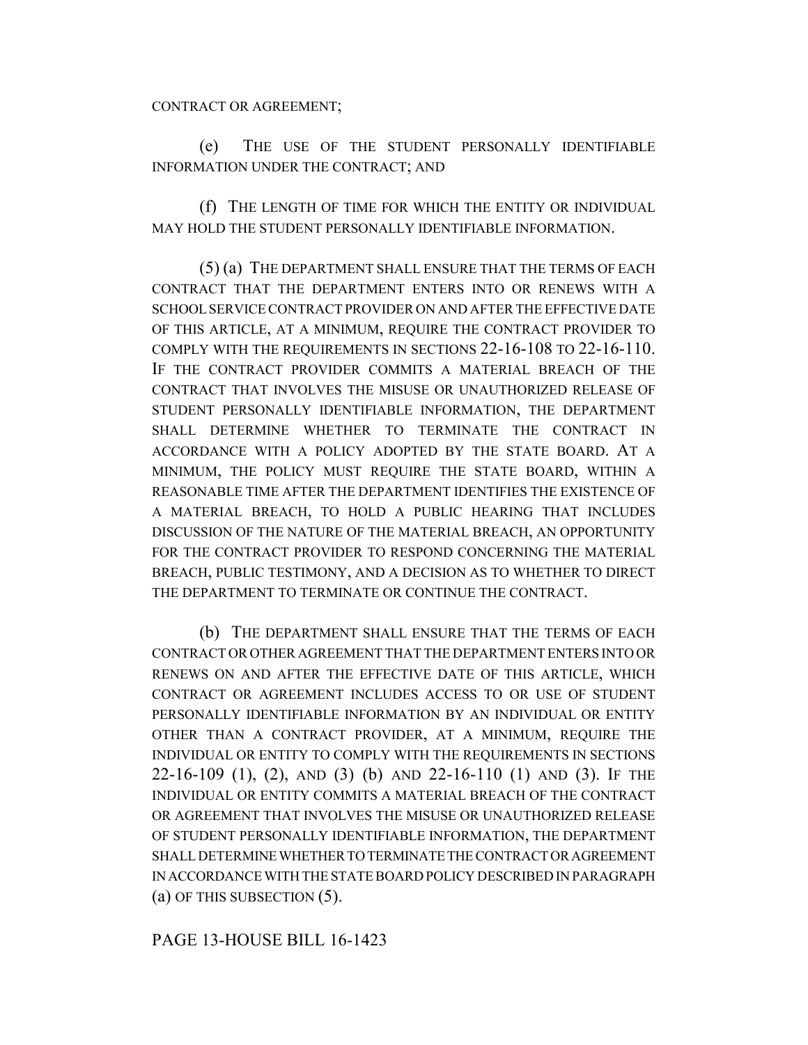CONTRACT OR AGREEMENT;

(e) THE USE OF THE STUDENT PERSONALLY IDENTIFIABLE INFORMATION UNDER THE CONTRACT; AND

(f) THE LENGTH OF TIME FOR WHICH THE ENTITY OR INDIVIDUAL MAY HOLD THE STUDENT PERSONALLY IDENTIFIABLE INFORMATION.

(5) (a) THE DEPARTMENT SHALL ENSURE THAT THE TERMS OF EACH CONTRACT THAT THE DEPARTMENT ENTERS INTO OR RENEWS WITH A SCHOOL SERVICE CONTRACT PROVIDER ON AND AFTER THE EFFECTIVE DATE OF THIS ARTICLE, AT A MINIMUM, REQUIRE THE CONTRACT PROVIDER TO COMPLY WITH THE REQUIREMENTS IN SECTIONS 22-16-108 TO 22-16-110. IF THE CONTRACT PROVIDER COMMITS A MATERIAL BREACH OF THE CONTRACT THAT INVOLVES THE MISUSE OR UNAUTHORIZED RELEASE OF STUDENT PERSONALLY IDENTIFIABLE INFORMATION, THE DEPARTMENT SHALL DETERMINE WHETHER TO TERMINATE THE CONTRACT IN ACCORDANCE WITH A POLICY ADOPTED BY THE STATE BOARD. AT A MINIMUM, THE POLICY MUST REQUIRE THE STATE BOARD, WITHIN A REASONABLE TIME AFTER THE DEPARTMENT IDENTIFIES THE EXISTENCE OF A MATERIAL BREACH, TO HOLD A PUBLIC HEARING THAT INCLUDES DISCUSSION OF THE NATURE OF THE MATERIAL BREACH, AN OPPORTUNITY FOR THE CONTRACT PROVIDER TO RESPOND CONCERNING THE MATERIAL BREACH, PUBLIC TESTIMONY, AND A DECISION AS TO WHETHER TO DIRECT THE DEPARTMENT TO TERMINATE OR CONTINUE THE CONTRACT.

(b) THE DEPARTMENT SHALL ENSURE THAT THE TERMS OF EACH CONTRACT OR OTHER AGREEMENT THAT THE DEPARTMENT ENTERS INTO OR RENEWS ON AND AFTER THE EFFECTIVE DATE OF THIS ARTICLE, WHICH CONTRACT OR AGREEMENT INCLUDES ACCESS TO OR USE OF STUDENT PERSONALLY IDENTIFIABLE INFORMATION BY AN INDIVIDUAL OR ENTITY OTHER THAN A CONTRACT PROVIDER, AT A MINIMUM, REQUIRE THE INDIVIDUAL OR ENTITY TO COMPLY WITH THE REQUIREMENTS IN SECTIONS 22-16-109 (1), (2), AND (3) (b) AND 22-16-110 (1) AND (3). IF THE INDIVIDUAL OR ENTITY COMMITS A MATERIAL BREACH OF THE CONTRACT OR AGREEMENT THAT INVOLVES THE MISUSE OR UNAUTHORIZED RELEASE OF STUDENT PERSONALLY IDENTIFIABLE INFORMATION, THE DEPARTMENT SHALL DETERMINE WHETHER TO TERMINATE THE CONTRACT OR AGREEMENT IN ACCORDANCE WITH THE STATE BOARD POLICY DESCRIBED IN PARAGRAPH (a) OF THIS SUBSECTION (5).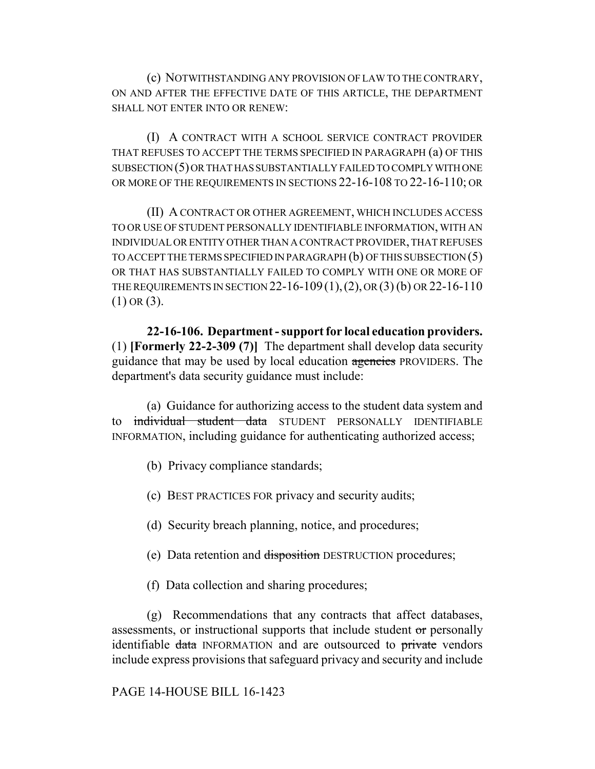(c) NOTWITHSTANDING ANY PROVISION OF LAW TO THE CONTRARY, ON AND AFTER THE EFFECTIVE DATE OF THIS ARTICLE, THE DEPARTMENT SHALL NOT ENTER INTO OR RENEW:

(I) A CONTRACT WITH A SCHOOL SERVICE CONTRACT PROVIDER THAT REFUSES TO ACCEPT THE TERMS SPECIFIED IN PARAGRAPH (a) OF THIS SUBSECTION (5) OR THAT HAS SUBSTANTIALLY FAILED TO COMPLY WITH ONE OR MORE OF THE REQUIREMENTS IN SECTIONS 22-16-108 TO 22-16-110; OR

(II) A CONTRACT OR OTHER AGREEMENT, WHICH INCLUDES ACCESS TO OR USE OF STUDENT PERSONALLY IDENTIFIABLE INFORMATION, WITH AN INDIVIDUAL OR ENTITY OTHER THAN A CONTRACT PROVIDER, THAT REFUSES TO ACCEPT THE TERMS SPECIFIED IN PARAGRAPH (b) OF THIS SUBSECTION (5) OR THAT HAS SUBSTANTIALLY FAILED TO COMPLY WITH ONE OR MORE OF THE REQUIREMENTS IN SECTION 22-16-109 (1), (2), OR (3) (b) OR 22-16-110 (1) OR (3).

**22-16-106. Department - support for local education providers.** (1) **[Formerly 22-2-309 (7)]** The department shall develop data security guidance that may be used by local education ~~agencies~~ PROVIDERS. The department's data security guidance must include:

(a) Guidance for authorizing access to the student data system and to ~~individual student data~~ STUDENT PERSONALLY IDENTIFIABLE INFORMATION, including guidance for authenticating authorized access;

(b) Privacy compliance standards;

(c) BEST PRACTICES FOR privacy and security audits;

(d) Security breach planning, notice, and procedures;

(e) Data retention and ~~disposition~~ DESTRUCTION procedures;

(f) Data collection and sharing procedures;

(g) Recommendations that any contracts that affect databases, assessments, or instructional supports that include student ~~or~~ personally identifiable ~~data~~ INFORMATION and are outsourced to ~~private~~ vendors include express provisions that safeguard privacy and security and include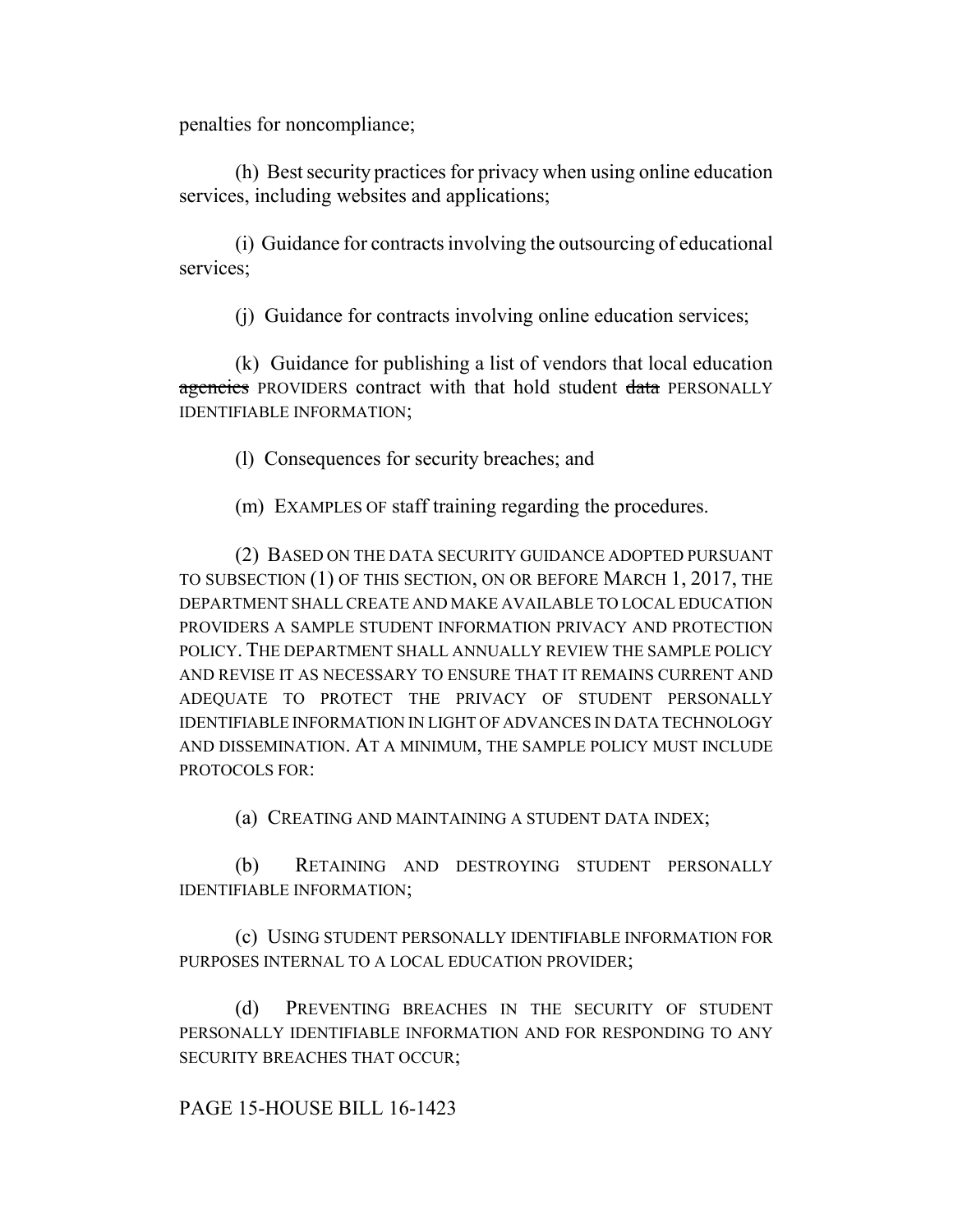penalties for noncompliance;

(h) Best security practices for privacy when using online education services, including websites and applications;

(i) Guidance for contracts involving the outsourcing of educational services;

(j) Guidance for contracts involving online education services;

(k) Guidance for publishing a list of vendors that local education ~~agencies~~ PROVIDERS contract with that hold student ~~data~~ PERSONALLY IDENTIFIABLE INFORMATION;

(l) Consequences for security breaches; and

(m) EXAMPLES OF staff training regarding the procedures.

(2) BASED ON THE DATA SECURITY GUIDANCE ADOPTED PURSUANT TO SUBSECTION (1) OF THIS SECTION, ON OR BEFORE MARCH 1, 2017, THE DEPARTMENT SHALL CREATE AND MAKE AVAILABLE TO LOCAL EDUCATION PROVIDERS A SAMPLE STUDENT INFORMATION PRIVACY AND PROTECTION POLICY. THE DEPARTMENT SHALL ANNUALLY REVIEW THE SAMPLE POLICY AND REVISE IT AS NECESSARY TO ENSURE THAT IT REMAINS CURRENT AND ADEQUATE TO PROTECT THE PRIVACY OF STUDENT PERSONALLY IDENTIFIABLE INFORMATION IN LIGHT OF ADVANCES IN DATA TECHNOLOGY AND DISSEMINATION. AT A MINIMUM, THE SAMPLE POLICY MUST INCLUDE PROTOCOLS FOR:

(a) CREATING AND MAINTAINING A STUDENT DATA INDEX;

(b) RETAINING AND DESTROYING STUDENT PERSONALLY IDENTIFIABLE INFORMATION;

(c) USING STUDENT PERSONALLY IDENTIFIABLE INFORMATION FOR PURPOSES INTERNAL TO A LOCAL EDUCATION PROVIDER;

(d) PREVENTING BREACHES IN THE SECURITY OF STUDENT PERSONALLY IDENTIFIABLE INFORMATION AND FOR RESPONDING TO ANY SECURITY BREACHES THAT OCCUR;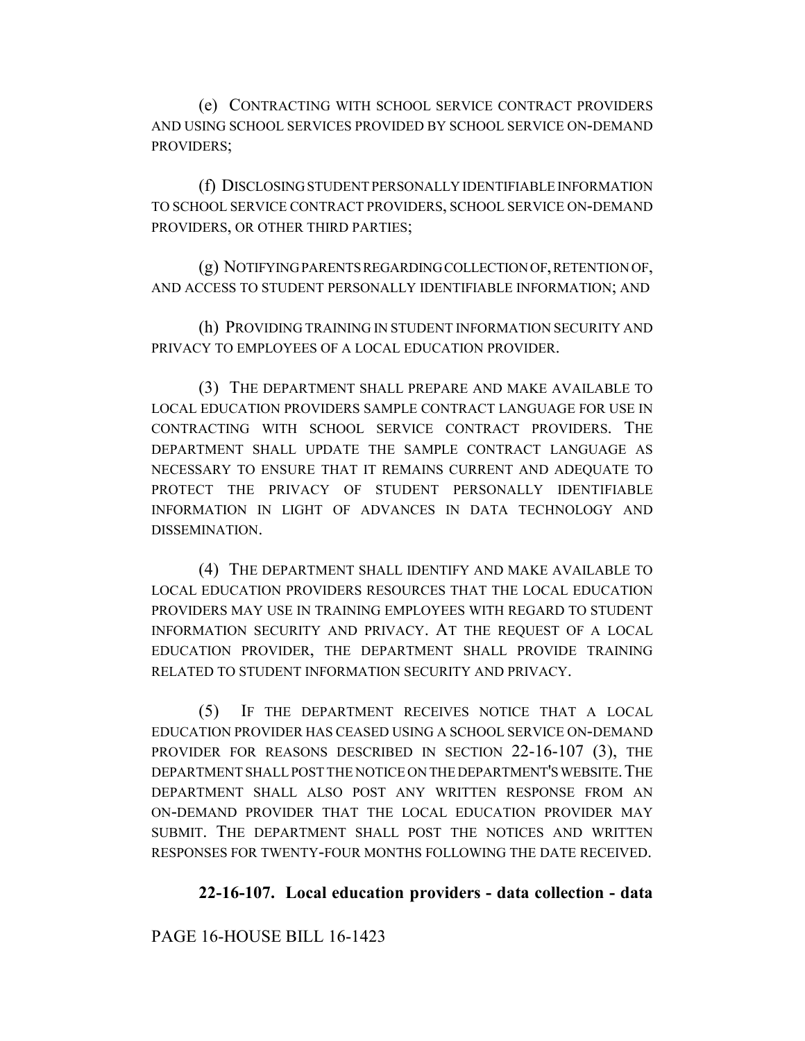(e) CONTRACTING WITH SCHOOL SERVICE CONTRACT PROVIDERS AND USING SCHOOL SERVICES PROVIDED BY SCHOOL SERVICE ON-DEMAND PROVIDERS;

(f) DISCLOSING STUDENT PERSONALLY IDENTIFIABLE INFORMATION TO SCHOOL SERVICE CONTRACT PROVIDERS, SCHOOL SERVICE ON-DEMAND PROVIDERS, OR OTHER THIRD PARTIES;

(g) NOTIFYING PARENTS REGARDING COLLECTION OF, RETENTION OF, AND ACCESS TO STUDENT PERSONALLY IDENTIFIABLE INFORMATION; AND

(h) PROVIDING TRAINING IN STUDENT INFORMATION SECURITY AND PRIVACY TO EMPLOYEES OF A LOCAL EDUCATION PROVIDER.

(3) THE DEPARTMENT SHALL PREPARE AND MAKE AVAILABLE TO LOCAL EDUCATION PROVIDERS SAMPLE CONTRACT LANGUAGE FOR USE IN CONTRACTING WITH SCHOOL SERVICE CONTRACT PROVIDERS. THE DEPARTMENT SHALL UPDATE THE SAMPLE CONTRACT LANGUAGE AS NECESSARY TO ENSURE THAT IT REMAINS CURRENT AND ADEQUATE TO PROTECT THE PRIVACY OF STUDENT PERSONALLY IDENTIFIABLE INFORMATION IN LIGHT OF ADVANCES IN DATA TECHNOLOGY AND DISSEMINATION.

(4) THE DEPARTMENT SHALL IDENTIFY AND MAKE AVAILABLE TO LOCAL EDUCATION PROVIDERS RESOURCES THAT THE LOCAL EDUCATION PROVIDERS MAY USE IN TRAINING EMPLOYEES WITH REGARD TO STUDENT INFORMATION SECURITY AND PRIVACY. AT THE REQUEST OF A LOCAL EDUCATION PROVIDER, THE DEPARTMENT SHALL PROVIDE TRAINING RELATED TO STUDENT INFORMATION SECURITY AND PRIVACY.

(5) IF THE DEPARTMENT RECEIVES NOTICE THAT A LOCAL EDUCATION PROVIDER HAS CEASED USING A SCHOOL SERVICE ON-DEMAND PROVIDER FOR REASONS DESCRIBED IN SECTION 22-16-107 (3), THE DEPARTMENT SHALL POST THE NOTICE ON THE DEPARTMENT'S WEBSITE. THE DEPARTMENT SHALL ALSO POST ANY WRITTEN RESPONSE FROM AN ON-DEMAND PROVIDER THAT THE LOCAL EDUCATION PROVIDER MAY SUBMIT. THE DEPARTMENT SHALL POST THE NOTICES AND WRITTEN RESPONSES FOR TWENTY-FOUR MONTHS FOLLOWING THE DATE RECEIVED.

**22-16-107. Local education providers - data collection - data**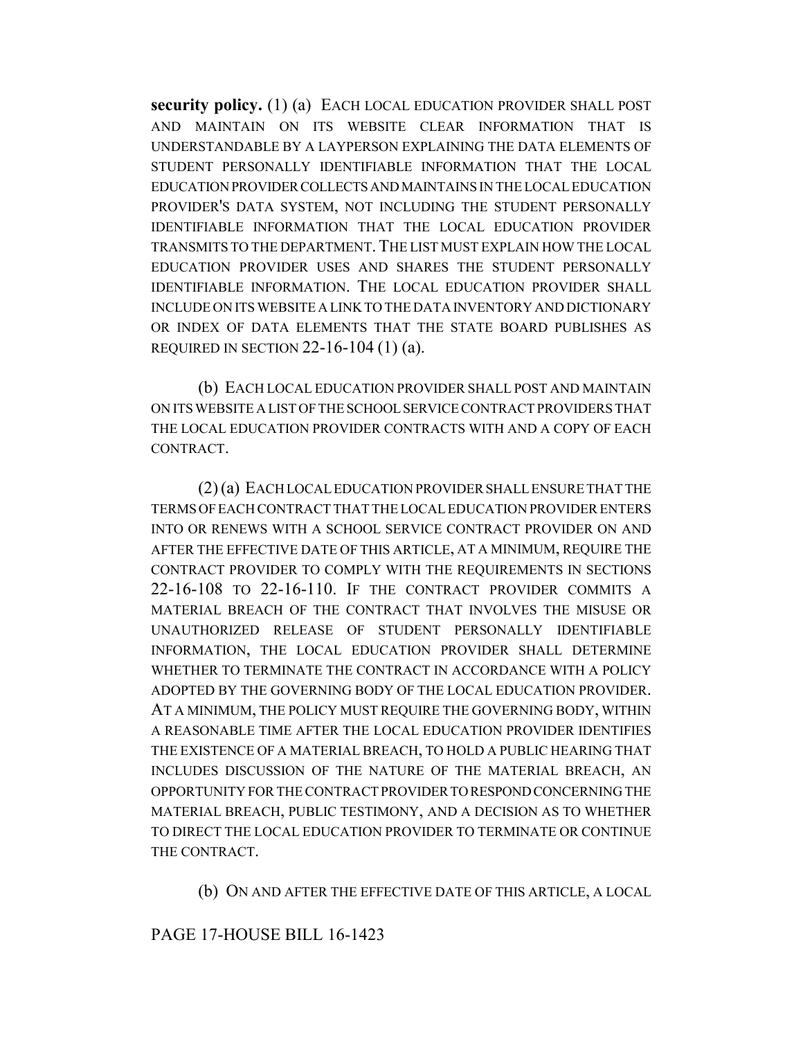**security policy.** (1) (a) EACH LOCAL EDUCATION PROVIDER SHALL POST AND MAINTAIN ON ITS WEBSITE CLEAR INFORMATION THAT IS UNDERSTANDABLE BY A LAYPERSON EXPLAINING THE DATA ELEMENTS OF STUDENT PERSONALLY IDENTIFIABLE INFORMATION THAT THE LOCAL EDUCATION PROVIDER COLLECTS AND MAINTAINS IN THE LOCAL EDUCATION PROVIDER'S DATA SYSTEM, NOT INCLUDING THE STUDENT PERSONALLY IDENTIFIABLE INFORMATION THAT THE LOCAL EDUCATION PROVIDER TRANSMITS TO THE DEPARTMENT. THE LIST MUST EXPLAIN HOW THE LOCAL EDUCATION PROVIDER USES AND SHARES THE STUDENT PERSONALLY IDENTIFIABLE INFORMATION. THE LOCAL EDUCATION PROVIDER SHALL INCLUDE ON ITS WEBSITE A LINK TO THE DATA INVENTORY AND DICTIONARY OR INDEX OF DATA ELEMENTS THAT THE STATE BOARD PUBLISHES AS REQUIRED IN SECTION 22-16-104 (1) (a).

(b) EACH LOCAL EDUCATION PROVIDER SHALL POST AND MAINTAIN ON ITS WEBSITE A LIST OF THE SCHOOL SERVICE CONTRACT PROVIDERS THAT THE LOCAL EDUCATION PROVIDER CONTRACTS WITH AND A COPY OF EACH CONTRACT.

(2) (a) EACH LOCAL EDUCATION PROVIDER SHALL ENSURE THAT THE TERMS OF EACH CONTRACT THAT THE LOCAL EDUCATION PROVIDER ENTERS INTO OR RENEWS WITH A SCHOOL SERVICE CONTRACT PROVIDER ON AND AFTER THE EFFECTIVE DATE OF THIS ARTICLE, AT A MINIMUM, REQUIRE THE CONTRACT PROVIDER TO COMPLY WITH THE REQUIREMENTS IN SECTIONS 22-16-108 TO 22-16-110. IF THE CONTRACT PROVIDER COMMITS A MATERIAL BREACH OF THE CONTRACT THAT INVOLVES THE MISUSE OR UNAUTHORIZED RELEASE OF STUDENT PERSONALLY IDENTIFIABLE INFORMATION, THE LOCAL EDUCATION PROVIDER SHALL DETERMINE WHETHER TO TERMINATE THE CONTRACT IN ACCORDANCE WITH A POLICY ADOPTED BY THE GOVERNING BODY OF THE LOCAL EDUCATION PROVIDER. AT A MINIMUM, THE POLICY MUST REQUIRE THE GOVERNING BODY, WITHIN A REASONABLE TIME AFTER THE LOCAL EDUCATION PROVIDER IDENTIFIES THE EXISTENCE OF A MATERIAL BREACH, TO HOLD A PUBLIC HEARING THAT INCLUDES DISCUSSION OF THE NATURE OF THE MATERIAL BREACH, AN OPPORTUNITY FOR THE CONTRACT PROVIDER TO RESPOND CONCERNING THE MATERIAL BREACH, PUBLIC TESTIMONY, AND A DECISION AS TO WHETHER TO DIRECT THE LOCAL EDUCATION PROVIDER TO TERMINATE OR CONTINUE THE CONTRACT.

(b) ON AND AFTER THE EFFECTIVE DATE OF THIS ARTICLE, A LOCAL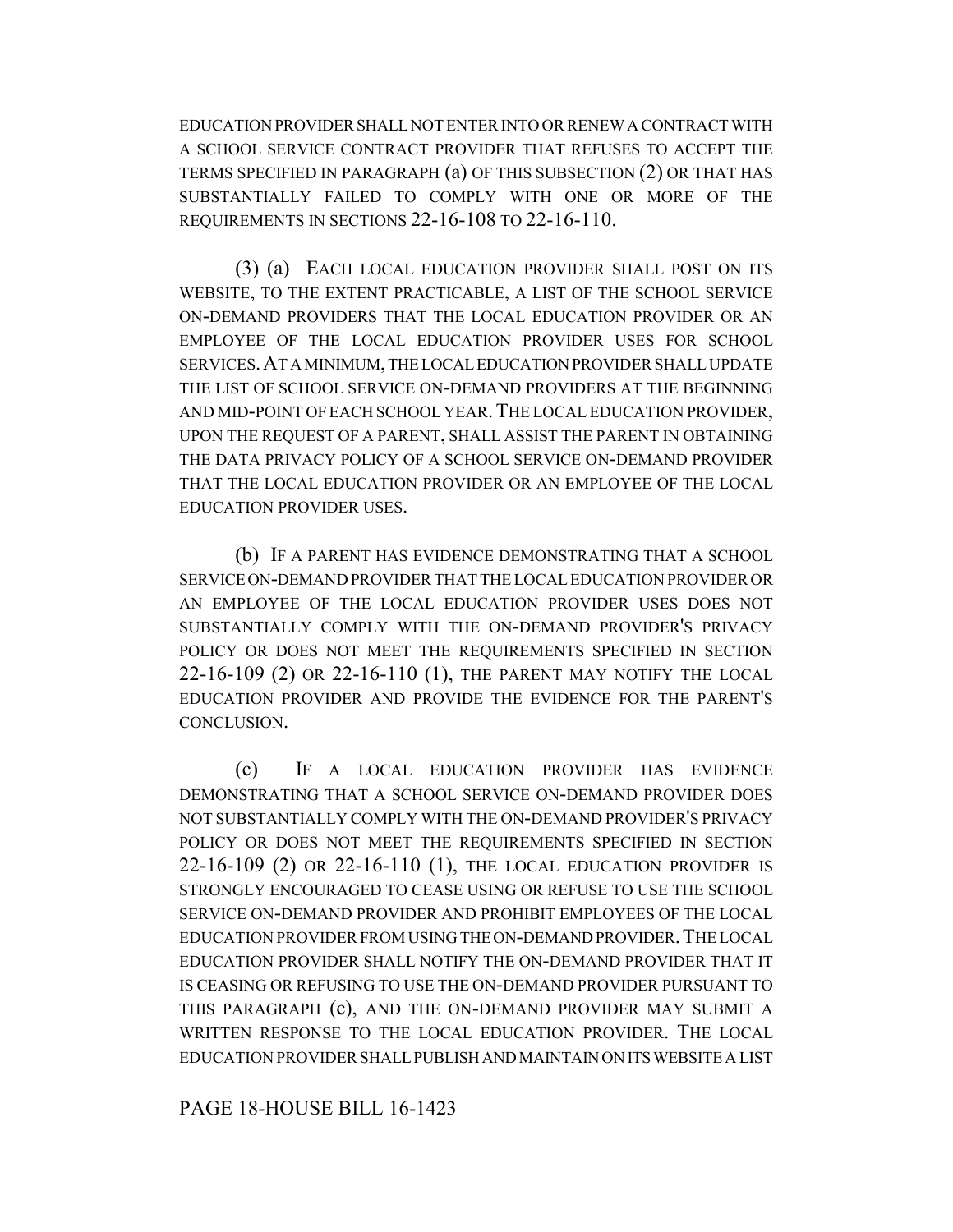EDUCATION PROVIDER SHALL NOT ENTER INTO OR RENEW A CONTRACT WITH A SCHOOL SERVICE CONTRACT PROVIDER THAT REFUSES TO ACCEPT THE TERMS SPECIFIED IN PARAGRAPH (a) OF THIS SUBSECTION (2) OR THAT HAS SUBSTANTIALLY FAILED TO COMPLY WITH ONE OR MORE OF THE REQUIREMENTS IN SECTIONS 22-16-108 TO 22-16-110.

(3) (a) EACH LOCAL EDUCATION PROVIDER SHALL POST ON ITS WEBSITE, TO THE EXTENT PRACTICABLE, A LIST OF THE SCHOOL SERVICE ON-DEMAND PROVIDERS THAT THE LOCAL EDUCATION PROVIDER OR AN EMPLOYEE OF THE LOCAL EDUCATION PROVIDER USES FOR SCHOOL SERVICES. AT A MINIMUM, THE LOCAL EDUCATION PROVIDER SHALL UPDATE THE LIST OF SCHOOL SERVICE ON-DEMAND PROVIDERS AT THE BEGINNING AND MID-POINT OF EACH SCHOOL YEAR. THE LOCAL EDUCATION PROVIDER, UPON THE REQUEST OF A PARENT, SHALL ASSIST THE PARENT IN OBTAINING THE DATA PRIVACY POLICY OF A SCHOOL SERVICE ON-DEMAND PROVIDER THAT THE LOCAL EDUCATION PROVIDER OR AN EMPLOYEE OF THE LOCAL EDUCATION PROVIDER USES.

(b) IF A PARENT HAS EVIDENCE DEMONSTRATING THAT A SCHOOL SERVICE ON-DEMAND PROVIDER THAT THE LOCAL EDUCATION PROVIDER OR AN EMPLOYEE OF THE LOCAL EDUCATION PROVIDER USES DOES NOT SUBSTANTIALLY COMPLY WITH THE ON-DEMAND PROVIDER'S PRIVACY POLICY OR DOES NOT MEET THE REQUIREMENTS SPECIFIED IN SECTION 22-16-109 (2) OR 22-16-110 (1), THE PARENT MAY NOTIFY THE LOCAL EDUCATION PROVIDER AND PROVIDE THE EVIDENCE FOR THE PARENT'S CONCLUSION.

(c) IF A LOCAL EDUCATION PROVIDER HAS EVIDENCE DEMONSTRATING THAT A SCHOOL SERVICE ON-DEMAND PROVIDER DOES NOT SUBSTANTIALLY COMPLY WITH THE ON-DEMAND PROVIDER'S PRIVACY POLICY OR DOES NOT MEET THE REQUIREMENTS SPECIFIED IN SECTION 22-16-109 (2) OR 22-16-110 (1), THE LOCAL EDUCATION PROVIDER IS STRONGLY ENCOURAGED TO CEASE USING OR REFUSE TO USE THE SCHOOL SERVICE ON-DEMAND PROVIDER AND PROHIBIT EMPLOYEES OF THE LOCAL EDUCATION PROVIDER FROM USING THE ON-DEMAND PROVIDER. THE LOCAL EDUCATION PROVIDER SHALL NOTIFY THE ON-DEMAND PROVIDER THAT IT IS CEASING OR REFUSING TO USE THE ON-DEMAND PROVIDER PURSUANT TO THIS PARAGRAPH (c), AND THE ON-DEMAND PROVIDER MAY SUBMIT A WRITTEN RESPONSE TO THE LOCAL EDUCATION PROVIDER. THE LOCAL EDUCATION PROVIDER SHALL PUBLISH AND MAINTAIN ON ITS WEBSITE A LIST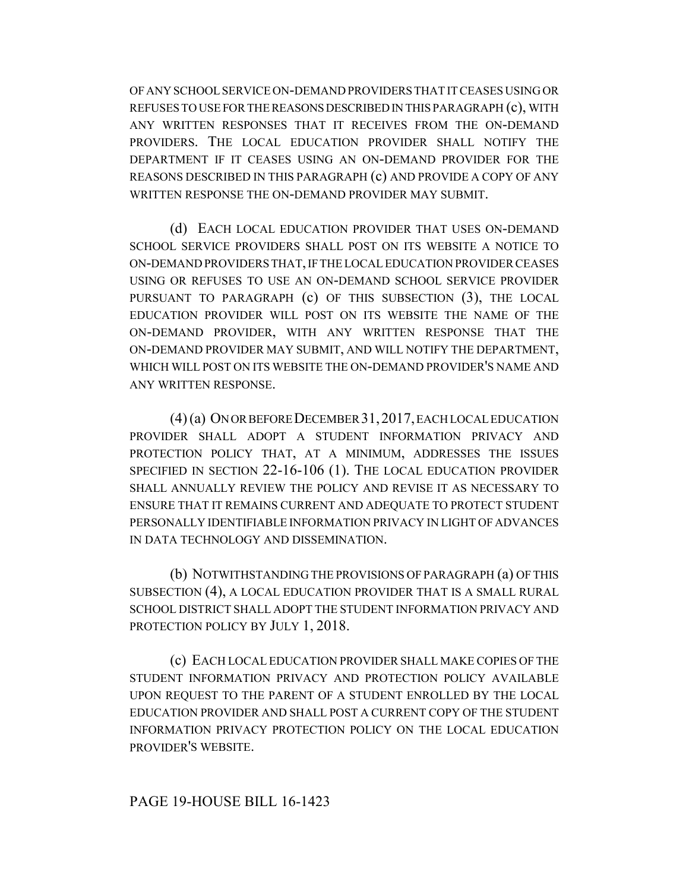OF ANY SCHOOL SERVICE ON-DEMAND PROVIDERS THAT IT CEASES USING OR REFUSES TO USE FOR THE REASONS DESCRIBED IN THIS PARAGRAPH (c), WITH ANY WRITTEN RESPONSES THAT IT RECEIVES FROM THE ON-DEMAND PROVIDERS. THE LOCAL EDUCATION PROVIDER SHALL NOTIFY THE DEPARTMENT IF IT CEASES USING AN ON-DEMAND PROVIDER FOR THE REASONS DESCRIBED IN THIS PARAGRAPH (c) AND PROVIDE A COPY OF ANY WRITTEN RESPONSE THE ON-DEMAND PROVIDER MAY SUBMIT.

(d) EACH LOCAL EDUCATION PROVIDER THAT USES ON-DEMAND SCHOOL SERVICE PROVIDERS SHALL POST ON ITS WEBSITE A NOTICE TO ON-DEMAND PROVIDERS THAT, IF THE LOCAL EDUCATION PROVIDER CEASES USING OR REFUSES TO USE AN ON-DEMAND SCHOOL SERVICE PROVIDER PURSUANT TO PARAGRAPH (c) OF THIS SUBSECTION (3), THE LOCAL EDUCATION PROVIDER WILL POST ON ITS WEBSITE THE NAME OF THE ON-DEMAND PROVIDER, WITH ANY WRITTEN RESPONSE THAT THE ON-DEMAND PROVIDER MAY SUBMIT, AND WILL NOTIFY THE DEPARTMENT, WHICH WILL POST ON ITS WEBSITE THE ON-DEMAND PROVIDER'S NAME AND ANY WRITTEN RESPONSE.

(4) (a) ON OR BEFORE DECEMBER 31, 2017, EACH LOCAL EDUCATION PROVIDER SHALL ADOPT A STUDENT INFORMATION PRIVACY AND PROTECTION POLICY THAT, AT A MINIMUM, ADDRESSES THE ISSUES SPECIFIED IN SECTION 22-16-106 (1). THE LOCAL EDUCATION PROVIDER SHALL ANNUALLY REVIEW THE POLICY AND REVISE IT AS NECESSARY TO ENSURE THAT IT REMAINS CURRENT AND ADEQUATE TO PROTECT STUDENT PERSONALLY IDENTIFIABLE INFORMATION PRIVACY IN LIGHT OF ADVANCES IN DATA TECHNOLOGY AND DISSEMINATION.

(b) NOTWITHSTANDING THE PROVISIONS OF PARAGRAPH (a) OF THIS SUBSECTION (4), A LOCAL EDUCATION PROVIDER THAT IS A SMALL RURAL SCHOOL DISTRICT SHALL ADOPT THE STUDENT INFORMATION PRIVACY AND PROTECTION POLICY BY JULY 1, 2018.

(c) EACH LOCAL EDUCATION PROVIDER SHALL MAKE COPIES OF THE STUDENT INFORMATION PRIVACY AND PROTECTION POLICY AVAILABLE UPON REQUEST TO THE PARENT OF A STUDENT ENROLLED BY THE LOCAL EDUCATION PROVIDER AND SHALL POST A CURRENT COPY OF THE STUDENT INFORMATION PRIVACY PROTECTION POLICY ON THE LOCAL EDUCATION PROVIDER'S WEBSITE.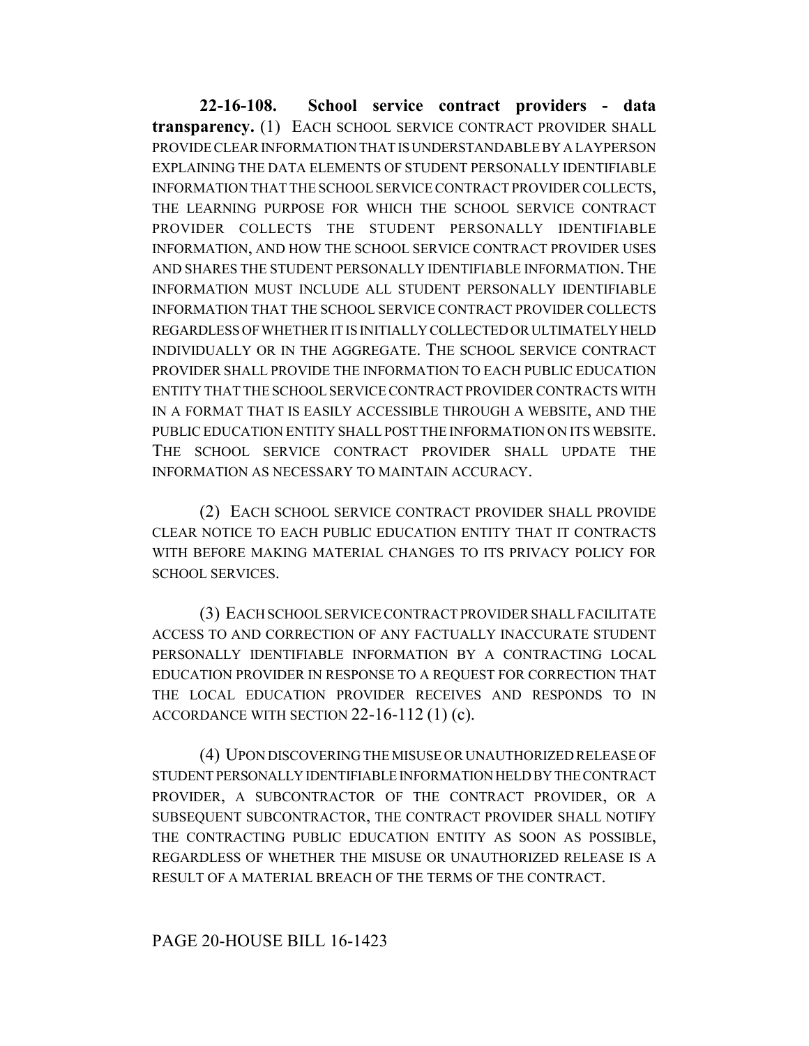**22-16-108. School service contract providers - data transparency.** (1) EACH SCHOOL SERVICE CONTRACT PROVIDER SHALL PROVIDE CLEAR INFORMATION THAT IS UNDERSTANDABLE BY A LAYPERSON EXPLAINING THE DATA ELEMENTS OF STUDENT PERSONALLY IDENTIFIABLE INFORMATION THAT THE SCHOOL SERVICE CONTRACT PROVIDER COLLECTS, THE LEARNING PURPOSE FOR WHICH THE SCHOOL SERVICE CONTRACT PROVIDER COLLECTS THE STUDENT PERSONALLY IDENTIFIABLE INFORMATION, AND HOW THE SCHOOL SERVICE CONTRACT PROVIDER USES AND SHARES THE STUDENT PERSONALLY IDENTIFIABLE INFORMATION. THE INFORMATION MUST INCLUDE ALL STUDENT PERSONALLY IDENTIFIABLE INFORMATION THAT THE SCHOOL SERVICE CONTRACT PROVIDER COLLECTS REGARDLESS OF WHETHER IT IS INITIALLY COLLECTED OR ULTIMATELY HELD INDIVIDUALLY OR IN THE AGGREGATE. THE SCHOOL SERVICE CONTRACT PROVIDER SHALL PROVIDE THE INFORMATION TO EACH PUBLIC EDUCATION ENTITY THAT THE SCHOOL SERVICE CONTRACT PROVIDER CONTRACTS WITH IN A FORMAT THAT IS EASILY ACCESSIBLE THROUGH A WEBSITE, AND THE PUBLIC EDUCATION ENTITY SHALL POST THE INFORMATION ON ITS WEBSITE. THE SCHOOL SERVICE CONTRACT PROVIDER SHALL UPDATE THE INFORMATION AS NECESSARY TO MAINTAIN ACCURACY.

(2) EACH SCHOOL SERVICE CONTRACT PROVIDER SHALL PROVIDE CLEAR NOTICE TO EACH PUBLIC EDUCATION ENTITY THAT IT CONTRACTS WITH BEFORE MAKING MATERIAL CHANGES TO ITS PRIVACY POLICY FOR SCHOOL SERVICES.

(3) EACH SCHOOL SERVICE CONTRACT PROVIDER SHALL FACILITATE ACCESS TO AND CORRECTION OF ANY FACTUALLY INACCURATE STUDENT PERSONALLY IDENTIFIABLE INFORMATION BY A CONTRACTING LOCAL EDUCATION PROVIDER IN RESPONSE TO A REQUEST FOR CORRECTION THAT THE LOCAL EDUCATION PROVIDER RECEIVES AND RESPONDS TO IN ACCORDANCE WITH SECTION 22-16-112 (1) (c).

(4) UPON DISCOVERING THE MISUSE OR UNAUTHORIZED RELEASE OF STUDENT PERSONALLY IDENTIFIABLE INFORMATION HELD BY THE CONTRACT PROVIDER, A SUBCONTRACTOR OF THE CONTRACT PROVIDER, OR A SUBSEQUENT SUBCONTRACTOR, THE CONTRACT PROVIDER SHALL NOTIFY THE CONTRACTING PUBLIC EDUCATION ENTITY AS SOON AS POSSIBLE, REGARDLESS OF WHETHER THE MISUSE OR UNAUTHORIZED RELEASE IS A RESULT OF A MATERIAL BREACH OF THE TERMS OF THE CONTRACT.

PAGE 20-HOUSE BILL 16-1423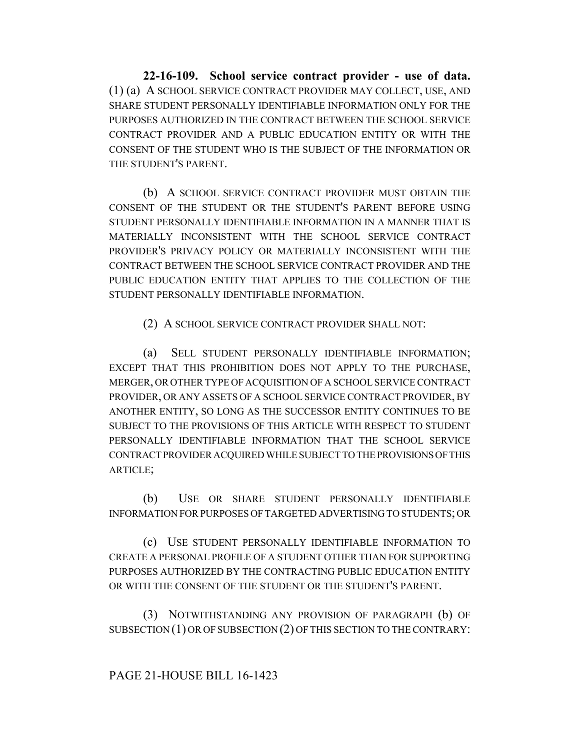**22-16-109. School service contract provider - use of data.** (1) (a) A SCHOOL SERVICE CONTRACT PROVIDER MAY COLLECT, USE, AND SHARE STUDENT PERSONALLY IDENTIFIABLE INFORMATION ONLY FOR THE PURPOSES AUTHORIZED IN THE CONTRACT BETWEEN THE SCHOOL SERVICE CONTRACT PROVIDER AND A PUBLIC EDUCATION ENTITY OR WITH THE CONSENT OF THE STUDENT WHO IS THE SUBJECT OF THE INFORMATION OR THE STUDENT'S PARENT.

(b) A SCHOOL SERVICE CONTRACT PROVIDER MUST OBTAIN THE CONSENT OF THE STUDENT OR THE STUDENT'S PARENT BEFORE USING STUDENT PERSONALLY IDENTIFIABLE INFORMATION IN A MANNER THAT IS MATERIALLY INCONSISTENT WITH THE SCHOOL SERVICE CONTRACT PROVIDER'S PRIVACY POLICY OR MATERIALLY INCONSISTENT WITH THE CONTRACT BETWEEN THE SCHOOL SERVICE CONTRACT PROVIDER AND THE PUBLIC EDUCATION ENTITY THAT APPLIES TO THE COLLECTION OF THE STUDENT PERSONALLY IDENTIFIABLE INFORMATION.

(2) A SCHOOL SERVICE CONTRACT PROVIDER SHALL NOT:

(a) SELL STUDENT PERSONALLY IDENTIFIABLE INFORMATION; EXCEPT THAT THIS PROHIBITION DOES NOT APPLY TO THE PURCHASE, MERGER, OR OTHER TYPE OF ACQUISITION OF A SCHOOL SERVICE CONTRACT PROVIDER, OR ANY ASSETS OF A SCHOOL SERVICE CONTRACT PROVIDER, BY ANOTHER ENTITY, SO LONG AS THE SUCCESSOR ENTITY CONTINUES TO BE SUBJECT TO THE PROVISIONS OF THIS ARTICLE WITH RESPECT TO STUDENT PERSONALLY IDENTIFIABLE INFORMATION THAT THE SCHOOL SERVICE CONTRACT PROVIDER ACQUIRED WHILE SUBJECT TO THE PROVISIONS OF THIS ARTICLE;

(b) USE OR SHARE STUDENT PERSONALLY IDENTIFIABLE INFORMATION FOR PURPOSES OF TARGETED ADVERTISING TO STUDENTS; OR

(c) USE STUDENT PERSONALLY IDENTIFIABLE INFORMATION TO CREATE A PERSONAL PROFILE OF A STUDENT OTHER THAN FOR SUPPORTING PURPOSES AUTHORIZED BY THE CONTRACTING PUBLIC EDUCATION ENTITY OR WITH THE CONSENT OF THE STUDENT OR THE STUDENT'S PARENT.

(3) NOTWITHSTANDING ANY PROVISION OF PARAGRAPH (b) OF SUBSECTION (1) OR OF SUBSECTION (2) OF THIS SECTION TO THE CONTRARY: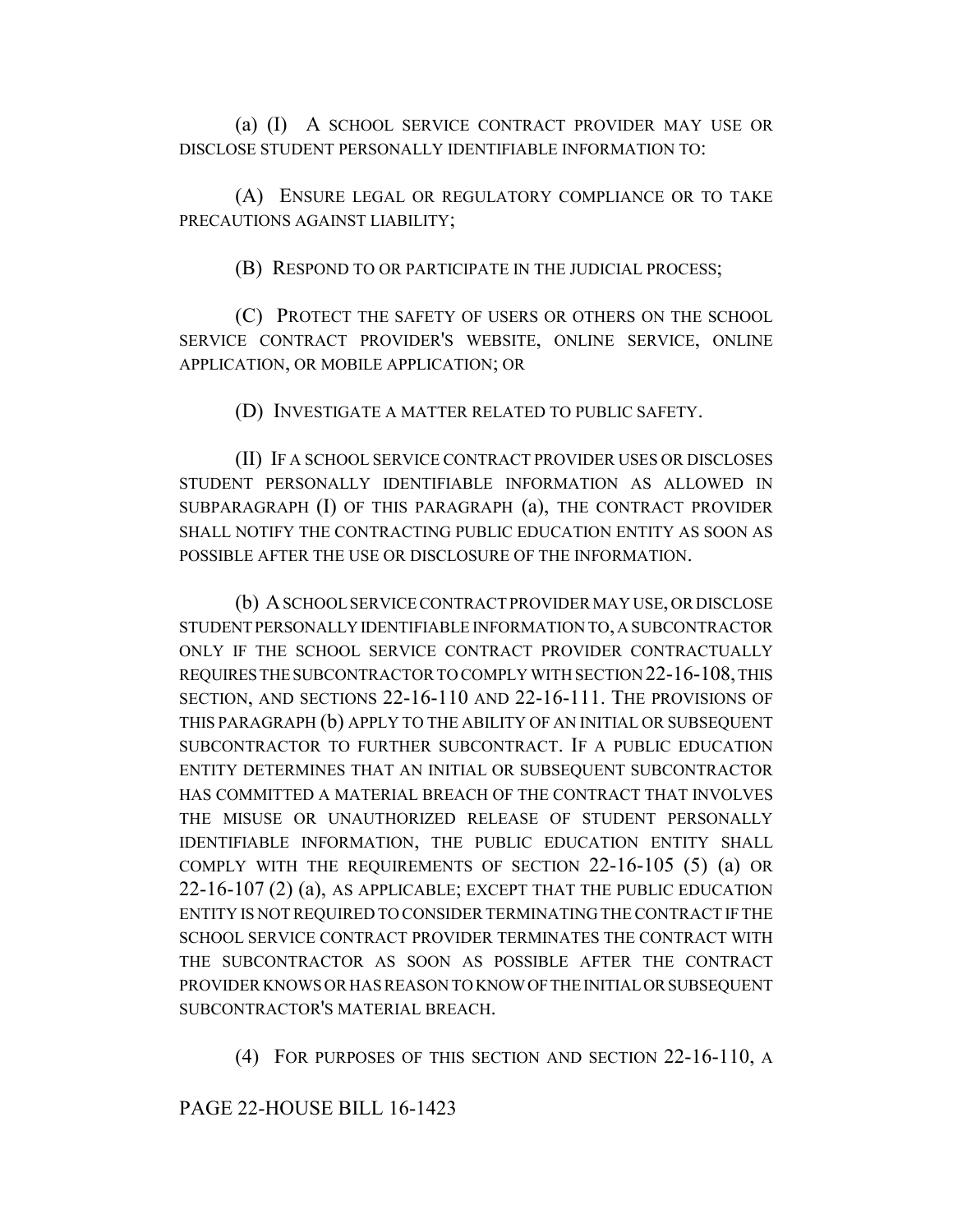(a) (I) A SCHOOL SERVICE CONTRACT PROVIDER MAY USE OR DISCLOSE STUDENT PERSONALLY IDENTIFIABLE INFORMATION TO:

(A) ENSURE LEGAL OR REGULATORY COMPLIANCE OR TO TAKE PRECAUTIONS AGAINST LIABILITY;

(B) RESPOND TO OR PARTICIPATE IN THE JUDICIAL PROCESS;

(C) PROTECT THE SAFETY OF USERS OR OTHERS ON THE SCHOOL SERVICE CONTRACT PROVIDER'S WEBSITE, ONLINE SERVICE, ONLINE APPLICATION, OR MOBILE APPLICATION; OR

(D) INVESTIGATE A MATTER RELATED TO PUBLIC SAFETY.

(II) IF A SCHOOL SERVICE CONTRACT PROVIDER USES OR DISCLOSES STUDENT PERSONALLY IDENTIFIABLE INFORMATION AS ALLOWED IN SUBPARAGRAPH (I) OF THIS PARAGRAPH (a), THE CONTRACT PROVIDER SHALL NOTIFY THE CONTRACTING PUBLIC EDUCATION ENTITY AS SOON AS POSSIBLE AFTER THE USE OR DISCLOSURE OF THE INFORMATION.

(b) A SCHOOL SERVICE CONTRACT PROVIDER MAY USE, OR DISCLOSE STUDENT PERSONALLY IDENTIFIABLE INFORMATION TO, A SUBCONTRACTOR ONLY IF THE SCHOOL SERVICE CONTRACT PROVIDER CONTRACTUALLY REQUIRES THE SUBCONTRACTOR TO COMPLY WITH SECTION 22-16-108, THIS SECTION, AND SECTIONS 22-16-110 AND 22-16-111. THE PROVISIONS OF THIS PARAGRAPH (b) APPLY TO THE ABILITY OF AN INITIAL OR SUBSEQUENT SUBCONTRACTOR TO FURTHER SUBCONTRACT. IF A PUBLIC EDUCATION ENTITY DETERMINES THAT AN INITIAL OR SUBSEQUENT SUBCONTRACTOR HAS COMMITTED A MATERIAL BREACH OF THE CONTRACT THAT INVOLVES THE MISUSE OR UNAUTHORIZED RELEASE OF STUDENT PERSONALLY IDENTIFIABLE INFORMATION, THE PUBLIC EDUCATION ENTITY SHALL COMPLY WITH THE REQUIREMENTS OF SECTION 22-16-105 (5) (a) OR 22-16-107 (2) (a), AS APPLICABLE; EXCEPT THAT THE PUBLIC EDUCATION ENTITY IS NOT REQUIRED TO CONSIDER TERMINATING THE CONTRACT IF THE SCHOOL SERVICE CONTRACT PROVIDER TERMINATES THE CONTRACT WITH THE SUBCONTRACTOR AS SOON AS POSSIBLE AFTER THE CONTRACT PROVIDER KNOWS OR HAS REASON TO KNOW OF THE INITIAL OR SUBSEQUENT SUBCONTRACTOR'S MATERIAL BREACH.

(4) FOR PURPOSES OF THIS SECTION AND SECTION 22-16-110, A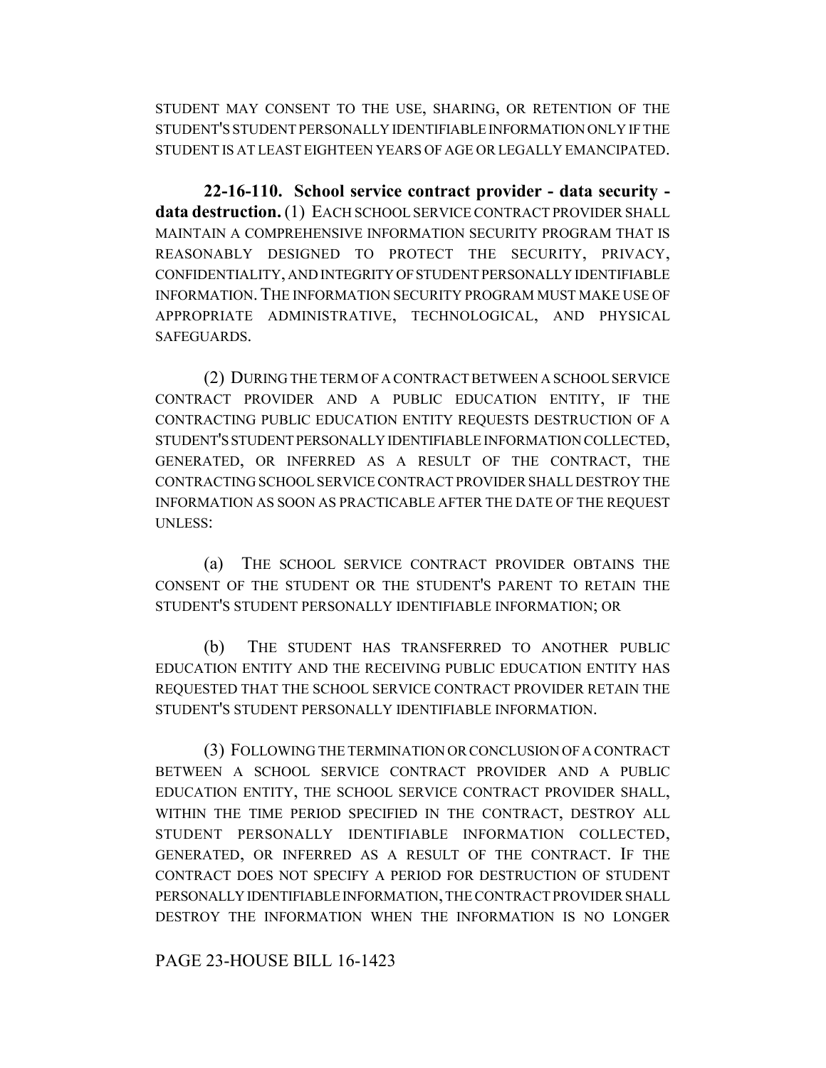STUDENT MAY CONSENT TO THE USE, SHARING, OR RETENTION OF THE STUDENT'S STUDENT PERSONALLY IDENTIFIABLE INFORMATION ONLY IF THE STUDENT IS AT LEAST EIGHTEEN YEARS OF AGE OR LEGALLY EMANCIPATED.

**22-16-110. School service contract provider - data security - data destruction.** (1) EACH SCHOOL SERVICE CONTRACT PROVIDER SHALL MAINTAIN A COMPREHENSIVE INFORMATION SECURITY PROGRAM THAT IS REASONABLY DESIGNED TO PROTECT THE SECURITY, PRIVACY, CONFIDENTIALITY, AND INTEGRITY OF STUDENT PERSONALLY IDENTIFIABLE INFORMATION. THE INFORMATION SECURITY PROGRAM MUST MAKE USE OF APPROPRIATE ADMINISTRATIVE, TECHNOLOGICAL, AND PHYSICAL SAFEGUARDS.

(2) DURING THE TERM OF A CONTRACT BETWEEN A SCHOOL SERVICE CONTRACT PROVIDER AND A PUBLIC EDUCATION ENTITY, IF THE CONTRACTING PUBLIC EDUCATION ENTITY REQUESTS DESTRUCTION OF A STUDENT'S STUDENT PERSONALLY IDENTIFIABLE INFORMATION COLLECTED, GENERATED, OR INFERRED AS A RESULT OF THE CONTRACT, THE CONTRACTING SCHOOL SERVICE CONTRACT PROVIDER SHALL DESTROY THE INFORMATION AS SOON AS PRACTICABLE AFTER THE DATE OF THE REQUEST UNLESS:

(a) THE SCHOOL SERVICE CONTRACT PROVIDER OBTAINS THE CONSENT OF THE STUDENT OR THE STUDENT'S PARENT TO RETAIN THE STUDENT'S STUDENT PERSONALLY IDENTIFIABLE INFORMATION; OR

(b) THE STUDENT HAS TRANSFERRED TO ANOTHER PUBLIC EDUCATION ENTITY AND THE RECEIVING PUBLIC EDUCATION ENTITY HAS REQUESTED THAT THE SCHOOL SERVICE CONTRACT PROVIDER RETAIN THE STUDENT'S STUDENT PERSONALLY IDENTIFIABLE INFORMATION.

(3) FOLLOWING THE TERMINATION OR CONCLUSION OF A CONTRACT BETWEEN A SCHOOL SERVICE CONTRACT PROVIDER AND A PUBLIC EDUCATION ENTITY, THE SCHOOL SERVICE CONTRACT PROVIDER SHALL, WITHIN THE TIME PERIOD SPECIFIED IN THE CONTRACT, DESTROY ALL STUDENT PERSONALLY IDENTIFIABLE INFORMATION COLLECTED, GENERATED, OR INFERRED AS A RESULT OF THE CONTRACT. IF THE CONTRACT DOES NOT SPECIFY A PERIOD FOR DESTRUCTION OF STUDENT PERSONALLY IDENTIFIABLE INFORMATION, THE CONTRACT PROVIDER SHALL DESTROY THE INFORMATION WHEN THE INFORMATION IS NO LONGER

PAGE 23-HOUSE BILL 16-1423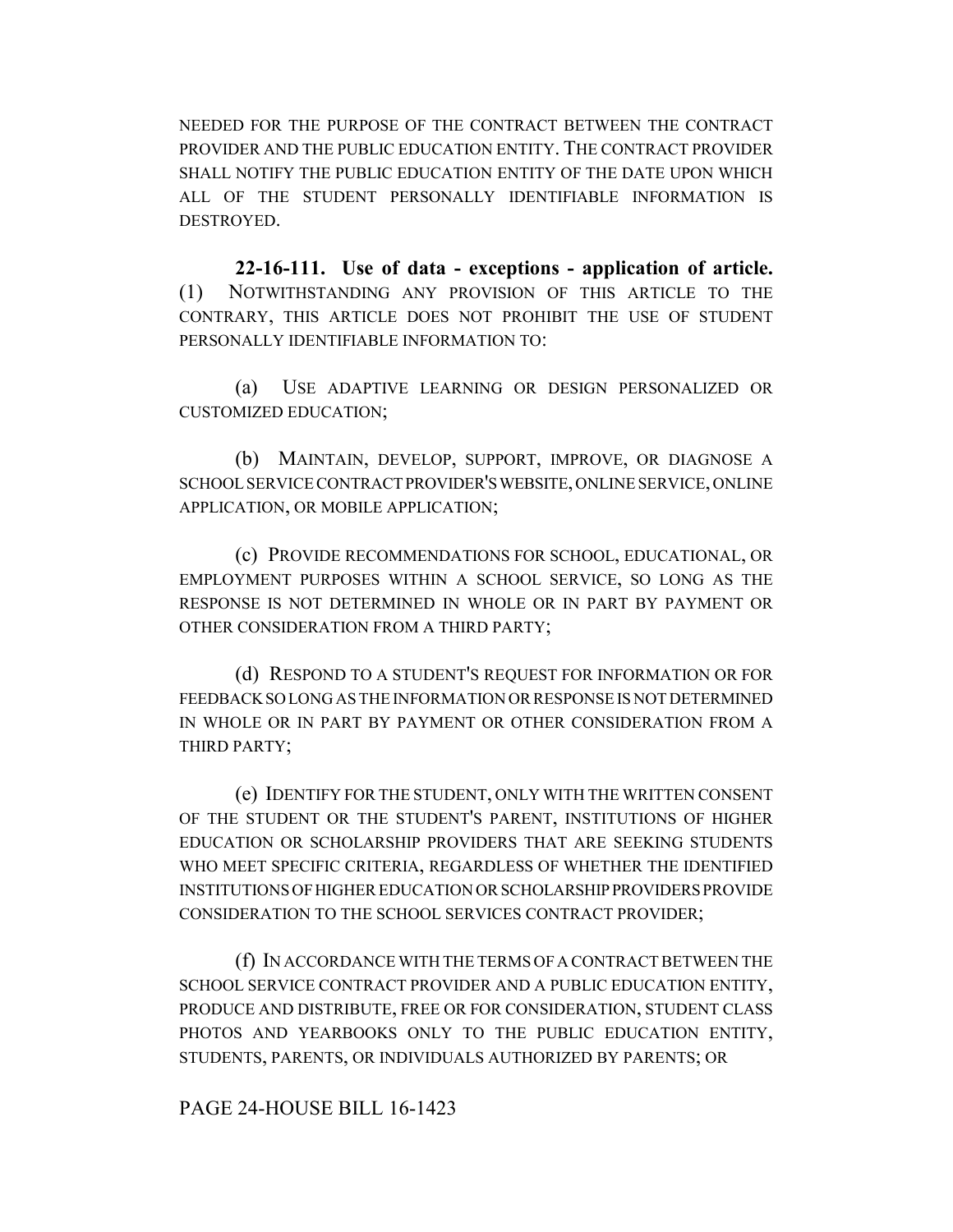NEEDED FOR THE PURPOSE OF THE CONTRACT BETWEEN THE CONTRACT PROVIDER AND THE PUBLIC EDUCATION ENTITY. THE CONTRACT PROVIDER SHALL NOTIFY THE PUBLIC EDUCATION ENTITY OF THE DATE UPON WHICH ALL OF THE STUDENT PERSONALLY IDENTIFIABLE INFORMATION IS DESTROYED.

**22-16-111. Use of data - exceptions - application of article.** (1) NOTWITHSTANDING ANY PROVISION OF THIS ARTICLE TO THE CONTRARY, THIS ARTICLE DOES NOT PROHIBIT THE USE OF STUDENT PERSONALLY IDENTIFIABLE INFORMATION TO:

(a) USE ADAPTIVE LEARNING OR DESIGN PERSONALIZED OR CUSTOMIZED EDUCATION;

(b) MAINTAIN, DEVELOP, SUPPORT, IMPROVE, OR DIAGNOSE A SCHOOL SERVICE CONTRACT PROVIDER'S WEBSITE, ONLINE SERVICE, ONLINE APPLICATION, OR MOBILE APPLICATION;

(c) PROVIDE RECOMMENDATIONS FOR SCHOOL, EDUCATIONAL, OR EMPLOYMENT PURPOSES WITHIN A SCHOOL SERVICE, SO LONG AS THE RESPONSE IS NOT DETERMINED IN WHOLE OR IN PART BY PAYMENT OR OTHER CONSIDERATION FROM A THIRD PARTY;

(d) RESPOND TO A STUDENT'S REQUEST FOR INFORMATION OR FOR FEEDBACK SO LONG AS THE INFORMATION OR RESPONSE IS NOT DETERMINED IN WHOLE OR IN PART BY PAYMENT OR OTHER CONSIDERATION FROM A THIRD PARTY;

(e) IDENTIFY FOR THE STUDENT, ONLY WITH THE WRITTEN CONSENT OF THE STUDENT OR THE STUDENT'S PARENT, INSTITUTIONS OF HIGHER EDUCATION OR SCHOLARSHIP PROVIDERS THAT ARE SEEKING STUDENTS WHO MEET SPECIFIC CRITERIA, REGARDLESS OF WHETHER THE IDENTIFIED INSTITUTIONS OF HIGHER EDUCATION OR SCHOLARSHIP PROVIDERS PROVIDE CONSIDERATION TO THE SCHOOL SERVICES CONTRACT PROVIDER;

(f) IN ACCORDANCE WITH THE TERMS OF A CONTRACT BETWEEN THE SCHOOL SERVICE CONTRACT PROVIDER AND A PUBLIC EDUCATION ENTITY, PRODUCE AND DISTRIBUTE, FREE OR FOR CONSIDERATION, STUDENT CLASS PHOTOS AND YEARBOOKS ONLY TO THE PUBLIC EDUCATION ENTITY, STUDENTS, PARENTS, OR INDIVIDUALS AUTHORIZED BY PARENTS; OR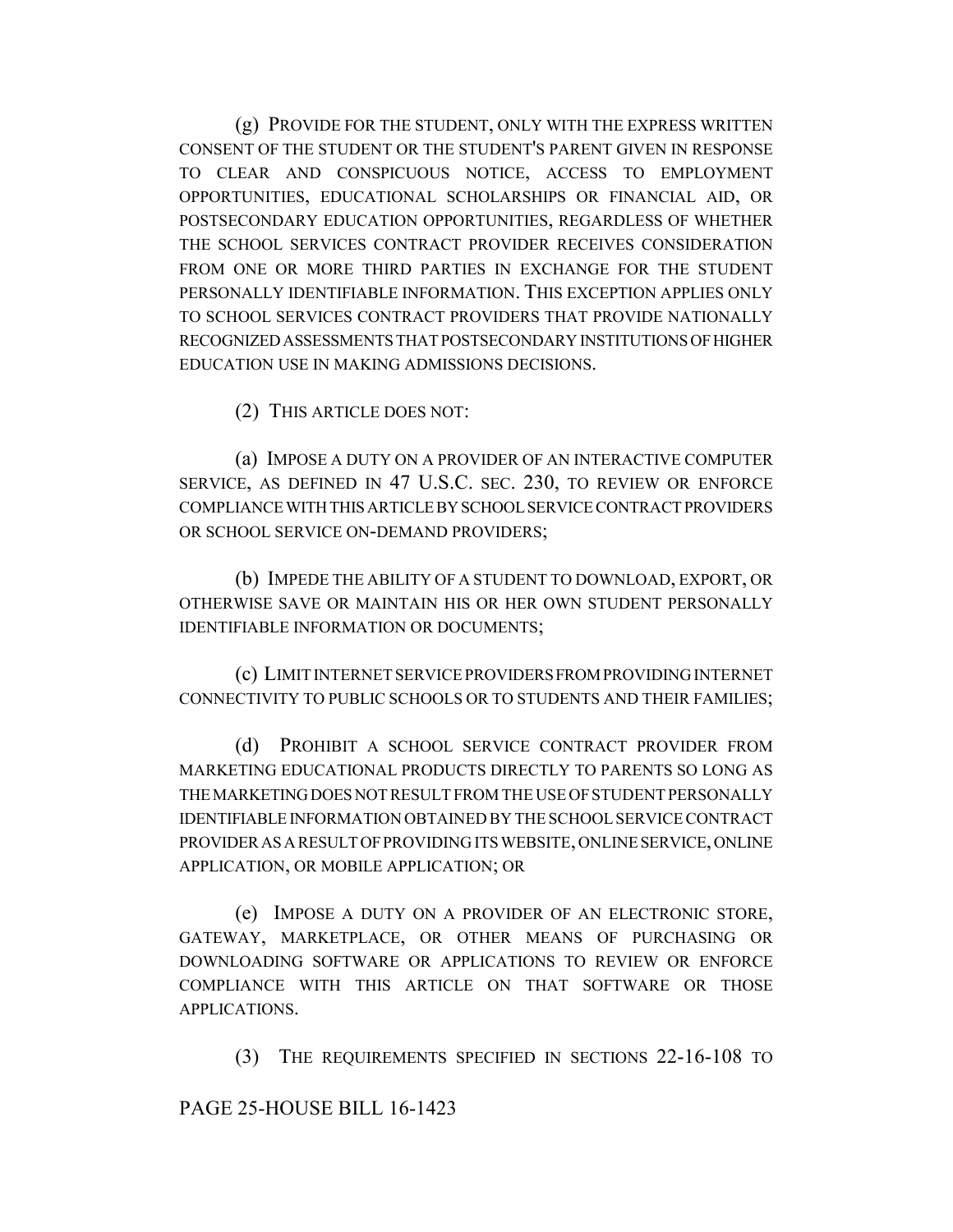(g) PROVIDE FOR THE STUDENT, ONLY WITH THE EXPRESS WRITTEN CONSENT OF THE STUDENT OR THE STUDENT'S PARENT GIVEN IN RESPONSE TO CLEAR AND CONSPICUOUS NOTICE, ACCESS TO EMPLOYMENT OPPORTUNITIES, EDUCATIONAL SCHOLARSHIPS OR FINANCIAL AID, OR POSTSECONDARY EDUCATION OPPORTUNITIES, REGARDLESS OF WHETHER THE SCHOOL SERVICES CONTRACT PROVIDER RECEIVES CONSIDERATION FROM ONE OR MORE THIRD PARTIES IN EXCHANGE FOR THE STUDENT PERSONALLY IDENTIFIABLE INFORMATION. THIS EXCEPTION APPLIES ONLY TO SCHOOL SERVICES CONTRACT PROVIDERS THAT PROVIDE NATIONALLY RECOGNIZED ASSESSMENTS THAT POSTSECONDARY INSTITUTIONS OF HIGHER EDUCATION USE IN MAKING ADMISSIONS DECISIONS.

(2) THIS ARTICLE DOES NOT:

(a) IMPOSE A DUTY ON A PROVIDER OF AN INTERACTIVE COMPUTER SERVICE, AS DEFINED IN 47 U.S.C. SEC. 230, TO REVIEW OR ENFORCE COMPLIANCE WITH THIS ARTICLE BY SCHOOL SERVICE CONTRACT PROVIDERS OR SCHOOL SERVICE ON-DEMAND PROVIDERS;

(b) IMPEDE THE ABILITY OF A STUDENT TO DOWNLOAD, EXPORT, OR OTHERWISE SAVE OR MAINTAIN HIS OR HER OWN STUDENT PERSONALLY IDENTIFIABLE INFORMATION OR DOCUMENTS;

(c) LIMIT INTERNET SERVICE PROVIDERS FROM PROVIDING INTERNET CONNECTIVITY TO PUBLIC SCHOOLS OR TO STUDENTS AND THEIR FAMILIES;

(d) PROHIBIT A SCHOOL SERVICE CONTRACT PROVIDER FROM MARKETING EDUCATIONAL PRODUCTS DIRECTLY TO PARENTS SO LONG AS THE MARKETING DOES NOT RESULT FROM THE USE OF STUDENT PERSONALLY IDENTIFIABLE INFORMATION OBTAINED BY THE SCHOOL SERVICE CONTRACT PROVIDER AS A RESULT OF PROVIDING ITS WEBSITE, ONLINE SERVICE, ONLINE APPLICATION, OR MOBILE APPLICATION; OR

(e) IMPOSE A DUTY ON A PROVIDER OF AN ELECTRONIC STORE, GATEWAY, MARKETPLACE, OR OTHER MEANS OF PURCHASING OR DOWNLOADING SOFTWARE OR APPLICATIONS TO REVIEW OR ENFORCE COMPLIANCE WITH THIS ARTICLE ON THAT SOFTWARE OR THOSE APPLICATIONS.

(3) THE REQUIREMENTS SPECIFIED IN SECTIONS 22-16-108 TO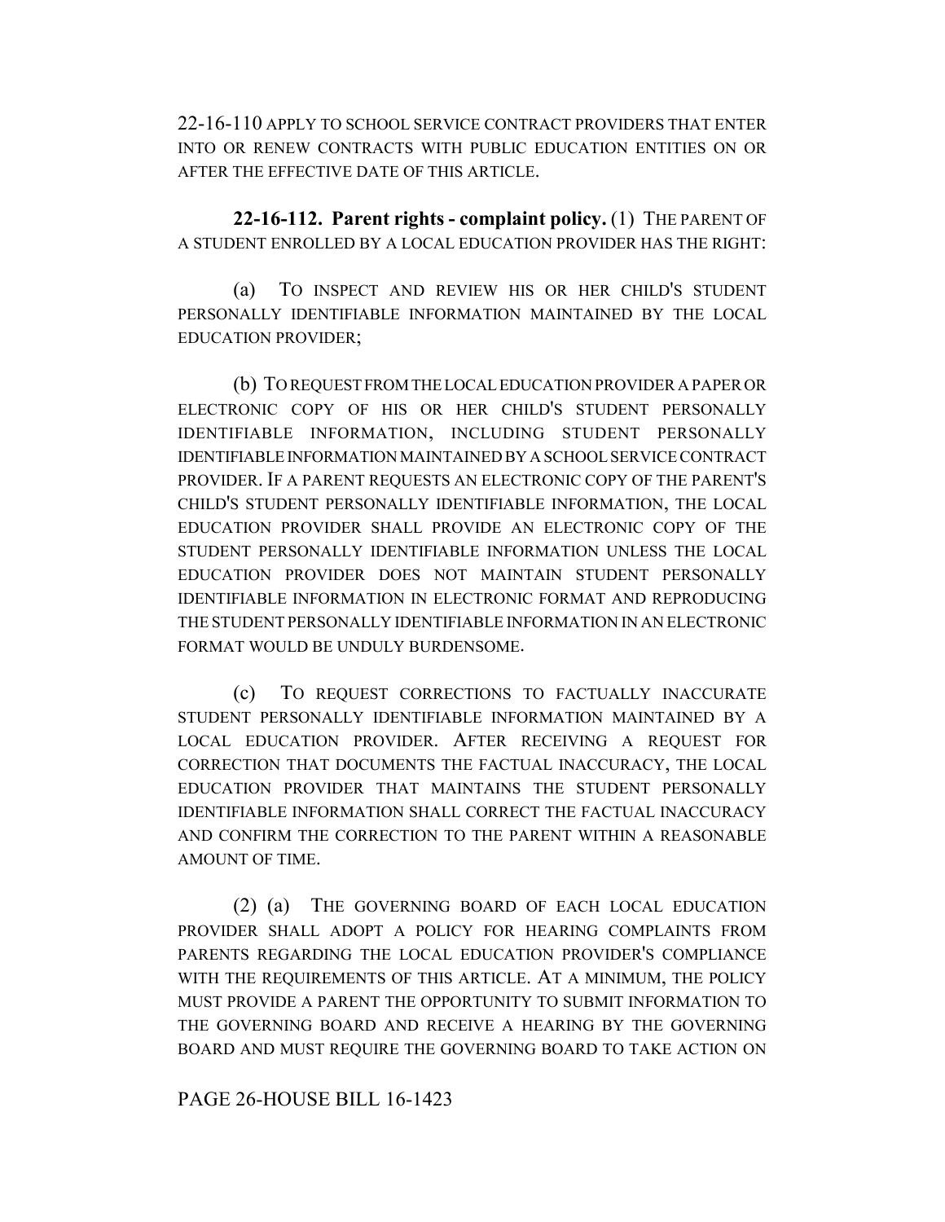22-16-110 APPLY TO SCHOOL SERVICE CONTRACT PROVIDERS THAT ENTER INTO OR RENEW CONTRACTS WITH PUBLIC EDUCATION ENTITIES ON OR AFTER THE EFFECTIVE DATE OF THIS ARTICLE.

**22-16-112. Parent rights - complaint policy.** (1) THE PARENT OF A STUDENT ENROLLED BY A LOCAL EDUCATION PROVIDER HAS THE RIGHT:

(a) TO INSPECT AND REVIEW HIS OR HER CHILD'S STUDENT PERSONALLY IDENTIFIABLE INFORMATION MAINTAINED BY THE LOCAL EDUCATION PROVIDER;

(b) TO REQUEST FROM THE LOCAL EDUCATION PROVIDER A PAPER OR ELECTRONIC COPY OF HIS OR HER CHILD'S STUDENT PERSONALLY IDENTIFIABLE INFORMATION, INCLUDING STUDENT PERSONALLY IDENTIFIABLE INFORMATION MAINTAINED BY A SCHOOL SERVICE CONTRACT PROVIDER. IF A PARENT REQUESTS AN ELECTRONIC COPY OF THE PARENT'S CHILD'S STUDENT PERSONALLY IDENTIFIABLE INFORMATION, THE LOCAL EDUCATION PROVIDER SHALL PROVIDE AN ELECTRONIC COPY OF THE STUDENT PERSONALLY IDENTIFIABLE INFORMATION UNLESS THE LOCAL EDUCATION PROVIDER DOES NOT MAINTAIN STUDENT PERSONALLY IDENTIFIABLE INFORMATION IN ELECTRONIC FORMAT AND REPRODUCING THE STUDENT PERSONALLY IDENTIFIABLE INFORMATION IN AN ELECTRONIC FORMAT WOULD BE UNDULY BURDENSOME.

(c) TO REQUEST CORRECTIONS TO FACTUALLY INACCURATE STUDENT PERSONALLY IDENTIFIABLE INFORMATION MAINTAINED BY A LOCAL EDUCATION PROVIDER. AFTER RECEIVING A REQUEST FOR CORRECTION THAT DOCUMENTS THE FACTUAL INACCURACY, THE LOCAL EDUCATION PROVIDER THAT MAINTAINS THE STUDENT PERSONALLY IDENTIFIABLE INFORMATION SHALL CORRECT THE FACTUAL INACCURACY AND CONFIRM THE CORRECTION TO THE PARENT WITHIN A REASONABLE AMOUNT OF TIME.

(2) (a) THE GOVERNING BOARD OF EACH LOCAL EDUCATION PROVIDER SHALL ADOPT A POLICY FOR HEARING COMPLAINTS FROM PARENTS REGARDING THE LOCAL EDUCATION PROVIDER'S COMPLIANCE WITH THE REQUIREMENTS OF THIS ARTICLE. AT A MINIMUM, THE POLICY MUST PROVIDE A PARENT THE OPPORTUNITY TO SUBMIT INFORMATION TO THE GOVERNING BOARD AND RECEIVE A HEARING BY THE GOVERNING BOARD AND MUST REQUIRE THE GOVERNING BOARD TO TAKE ACTION ON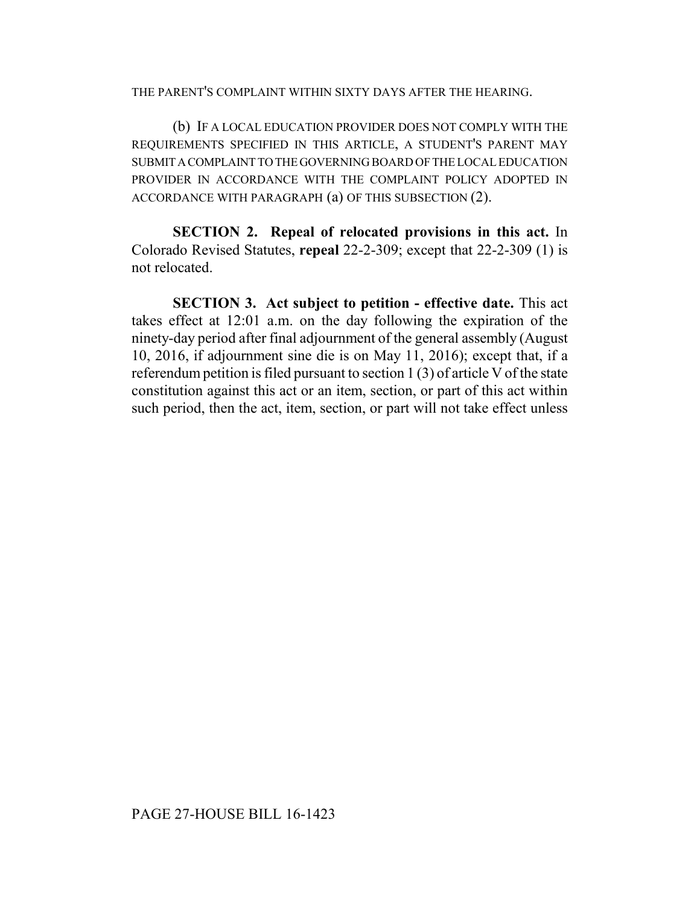THE PARENT'S COMPLAINT WITHIN SIXTY DAYS AFTER THE HEARING.

(b) IF A LOCAL EDUCATION PROVIDER DOES NOT COMPLY WITH THE REQUIREMENTS SPECIFIED IN THIS ARTICLE, A STUDENT'S PARENT MAY SUBMIT A COMPLAINT TO THE GOVERNING BOARD OF THE LOCAL EDUCATION PROVIDER IN ACCORDANCE WITH THE COMPLAINT POLICY ADOPTED IN ACCORDANCE WITH PARAGRAPH (a) OF THIS SUBSECTION (2).

**SECTION 2. Repeal of relocated provisions in this act.** In Colorado Revised Statutes, **repeal** 22-2-309; except that 22-2-309 (1) is not relocated.

**SECTION 3. Act subject to petition - effective date.** This act takes effect at 12:01 a.m. on the day following the expiration of the ninety-day period after final adjournment of the general assembly (August 10, 2016, if adjournment sine die is on May 11, 2016); except that, if a referendum petition is filed pursuant to section 1 (3) of article V of the state constitution against this act or an item, section, or part of this act within such period, then the act, item, section, or part will not take effect unless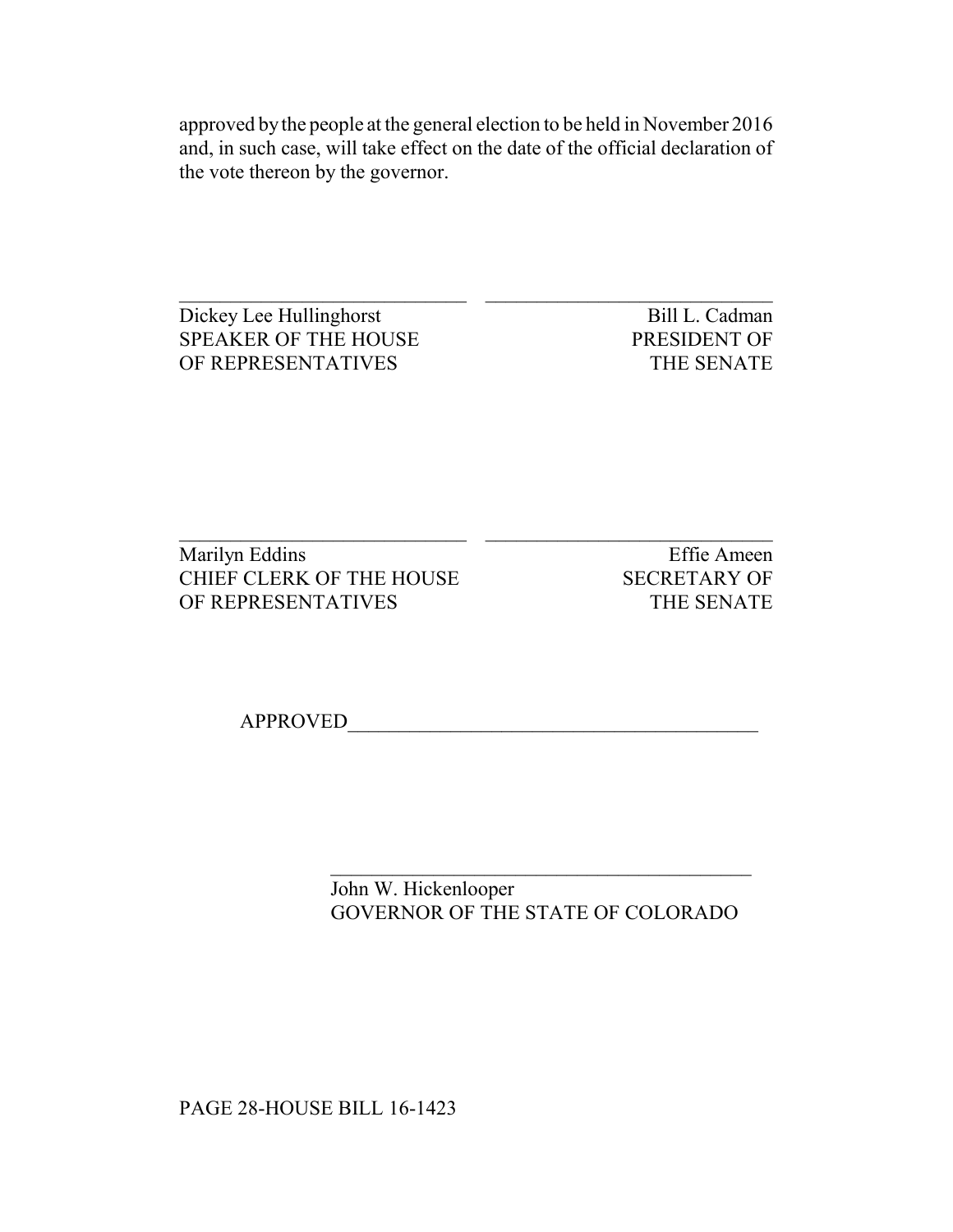approved by the people at the general election to be held in November 2016 and, in such case, will take effect on the date of the official declaration of the vote thereon by the governor.

____________________________ ____________________________
Dickey Lee Hullinghorst
SPEAKER OF THE HOUSE
OF REPRESENTATIVES

Bill L. Cadman
PRESIDENT OF
THE SENATE

____________________________ ____________________________
Marilyn Eddins
CHIEF CLERK OF THE HOUSE
OF REPRESENTATIVES

Effie Ameen
SECRETARY OF
THE SENATE

APPROVED________________________________________

_________________________________________
John W. Hickenlooper
GOVERNOR OF THE STATE OF COLORADO

PAGE 28-HOUSE BILL 16-1423